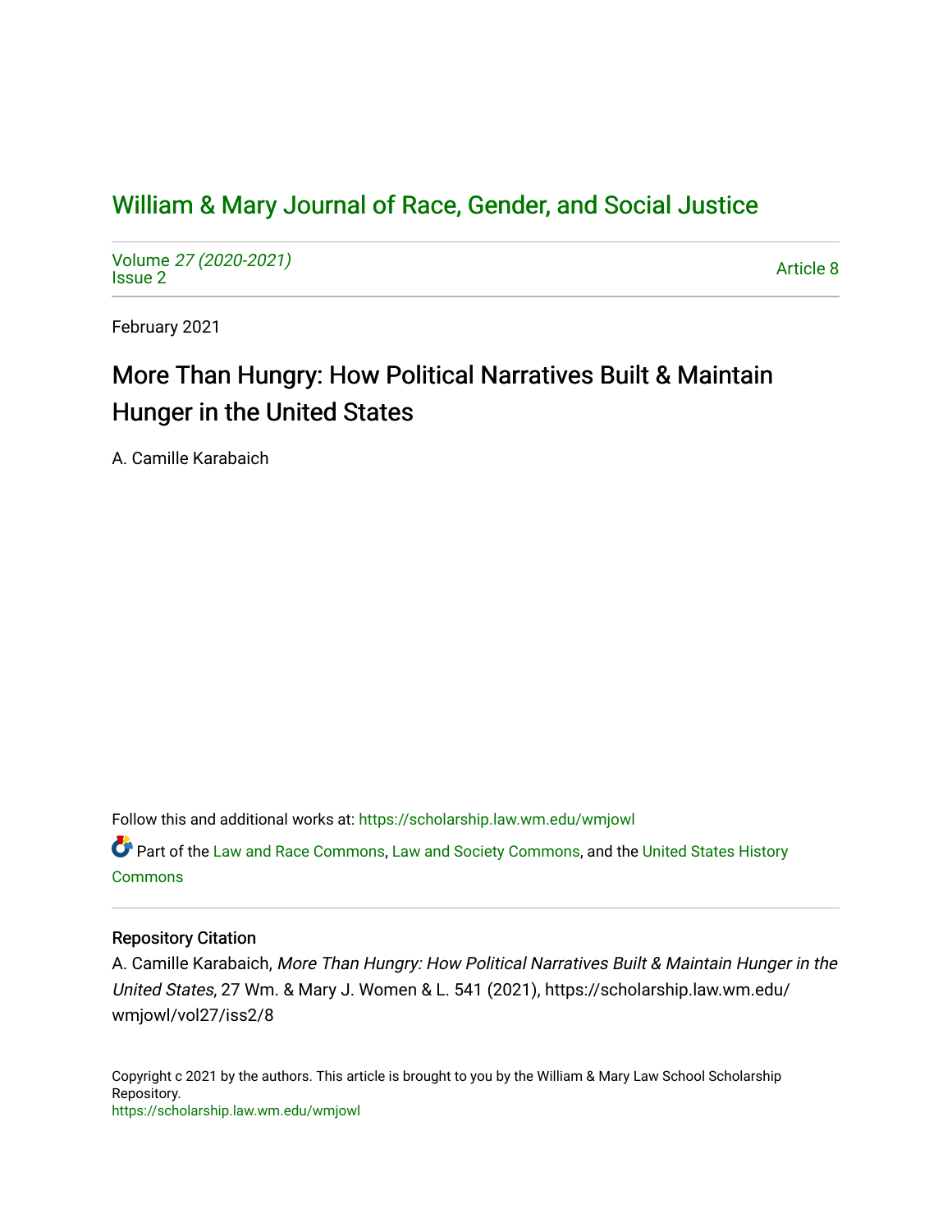# William & Mary Journal of Race, Gender, and Social Justice

Volume *27 (2020-2021)*
Issue 2

Article 8

February 2021

## More Than Hungry: How Political Narratives Built & Maintain Hunger in the United States

A. Camille Karabaich

Follow this and additional works at: https://scholarship.law.wm.edu/wmjowl

Part of the Law and Race Commons, Law and Society Commons, and the United States History Commons

### Repository Citation

A. Camille Karabaich, *More Than Hungry: How Political Narratives Built & Maintain Hunger in the United States*, 27 Wm. & Mary J. Women & L. 541 (2021), https://scholarship.law.wm.edu/wmjowl/vol27/iss2/8

Copyright c 2021 by the authors. This article is brought to you by the William & Mary Law School Scholarship Repository.
https://scholarship.law.wm.edu/wmjowl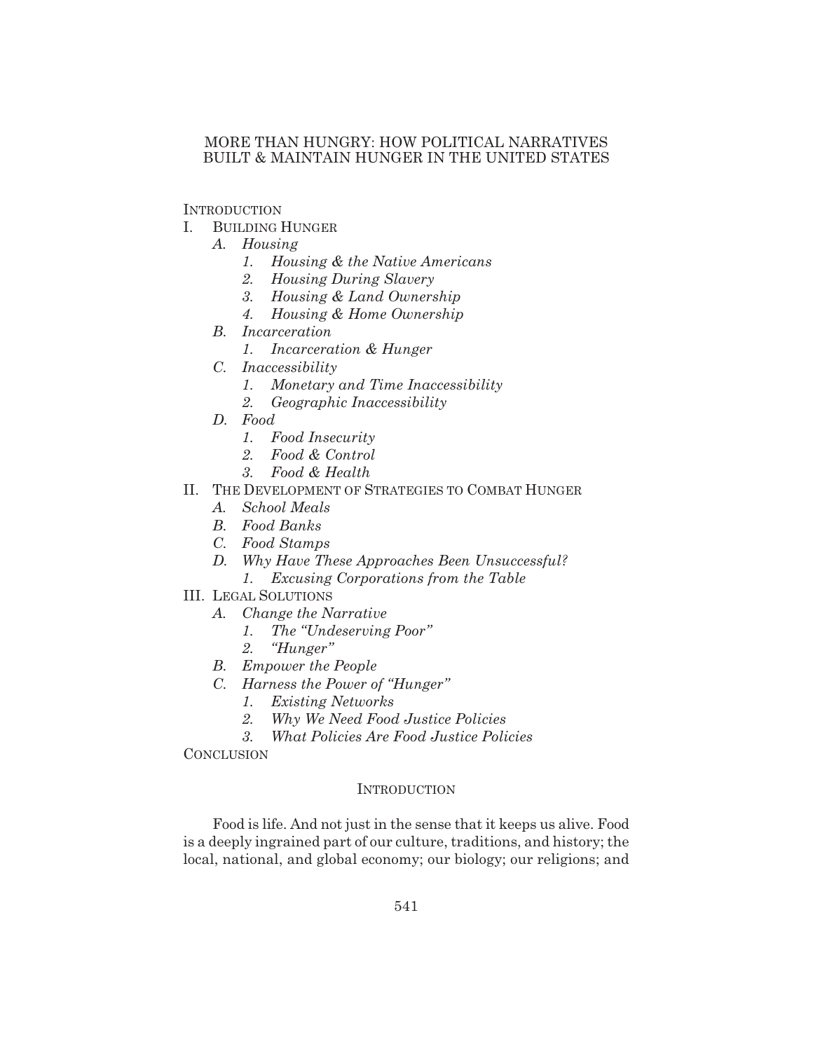# MORE THAN HUNGRY: HOW POLITICAL NARRATIVES BUILT & MAINTAIN HUNGER IN THE UNITED STATES

INTRODUCTION

- I. BUILDING HUNGER
  - *A. Housing*
    - *1. Housing & the Native Americans*
    - *2. Housing During Slavery*
    - *3. Housing & Land Ownership*
    - *4. Housing & Home Ownership*
  - *B. Incarceration*
    - *1. Incarceration & Hunger*
  - *C. Inaccessibility*
    - *1. Monetary and Time Inaccessibility*
    - *2. Geographic Inaccessibility*
  - *D. Food*
    - *1. Food Insecurity*
    - *2. Food & Control*
    - *3. Food & Health*
- II. THE DEVELOPMENT OF STRATEGIES TO COMBAT HUNGER
  - *A. School Meals*
  - *B. Food Banks*
  - *C. Food Stamps*
  - *D. Why Have These Approaches Been Unsuccessful?*
    - *1. Excusing Corporations from the Table*
- III. LEGAL SOLUTIONS
  - *A. Change the Narrative*
    - *1. The "Undeserving Poor"*
    - *2. "Hunger"*
  - *B. Empower the People*
  - *C. Harness the Power of "Hunger"*
    - *1. Existing Networks*
    - *2. Why We Need Food Justice Policies*
    - *3. What Policies Are Food Justice Policies*

CONCLUSION

## INTRODUCTION

Food is life. And not just in the sense that it keeps us alive. Food is a deeply ingrained part of our culture, traditions, and history; the local, national, and global economy; our biology; our religions; and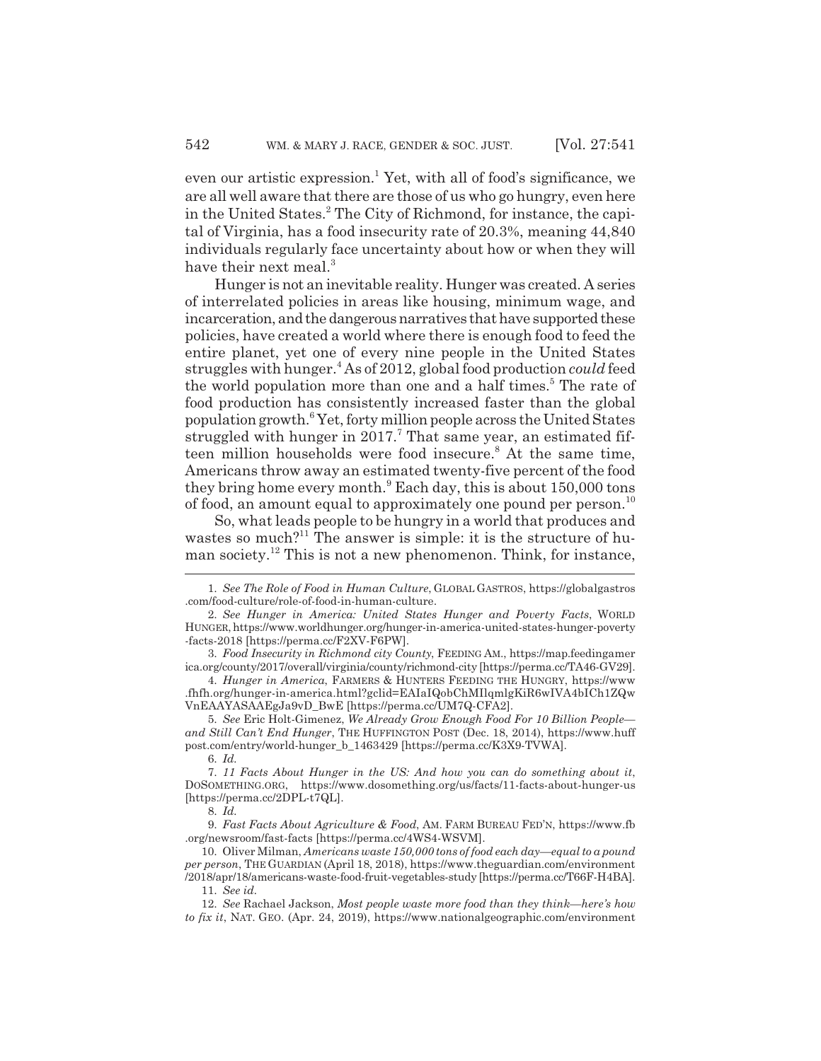even our artistic expression.[1] Yet, with all of food's significance, we are all well aware that there are those of us who go hungry, even here in the United States.[2] The City of Richmond, for instance, the capital of Virginia, has a food insecurity rate of 20.3%, meaning 44,840 individuals regularly face uncertainty about how or when they will have their next meal.[3]

Hunger is not an inevitable reality. Hunger was created. A series of interrelated policies in areas like housing, minimum wage, and incarceration, and the dangerous narratives that have supported these policies, have created a world where there is enough food to feed the entire planet, yet one of every nine people in the United States struggles with hunger.[4] As of 2012, global food production *could* feed the world population more than one and a half times.[5] The rate of food production has consistently increased faster than the global population growth.[6] Yet, forty million people across the United States struggled with hunger in 2017.[7] That same year, an estimated fifteen million households were food insecure.[8] At the same time, Americans throw away an estimated twenty-five percent of the food they bring home every month.[9] Each day, this is about 150,000 tons of food, an amount equal to approximately one pound per person.[10]

So, what leads people to be hungry in a world that produces and wastes so much?[11] The answer is simple: it is the structure of human society.[12] This is not a new phenomenon. Think, for instance,

---

1. *See The Role of Food in Human Culture*, GLOBAL GASTROS, https://globalgastros.com/food-culture/role-of-food-in-human-culture.

2. *See Hunger in America: United States Hunger and Poverty Facts*, WORLD HUNGER, https://www.worldhunger.org/hunger-in-america-united-states-hunger-poverty-facts-2018 [https://perma.cc/F2XV-F6PW].

3. *Food Insecurity in Richmond city County*, FEEDING AM., https://map.feedingamerica.org/county/2017/overall/virginia/county/richmond-city [https://perma.cc/TA46-GV29].

4. *Hunger in America*, FARMERS & HUNTERS FEEDING THE HUNGRY, https://www.fhfh.org/hunger-in-america.html?gclid=EAIaIQobChMIlqmlgKiR6wIVA4bICh1ZQwVnEAAYASAAEgJa9vD_BwE [https://perma.cc/UM7Q-CFA2].

5. *See* Eric Holt-Gimenez, *We Already Grow Enough Food For 10 Billion People—and Still Can't End Hunger*, THE HUFFINGTON POST (Dec. 18, 2014), https://www.huffpost.com/entry/world-hunger_b_1463429 [https://perma.cc/K3X9-TVWA].

6. *Id.*

7. *11 Facts About Hunger in the US: And how you can do something about it*, DOSOMETHING.ORG, https://www.dosomething.org/us/facts/11-facts-about-hunger-us [https://perma.cc/2DPL-t7QL].

8. *Id.*

9. *Fast Facts About Agriculture & Food*, AM. FARM BUREAU FED'N, https://www.fb.org/newsroom/fast-facts [https://perma.cc/4WS4-WSVM].

10. Oliver Milman, *Americans waste 150,000 tons of food each day—equal to a pound per person*, THE GUARDIAN (April 18, 2018), https://www.theguardian.com/environment/2018/apr/18/americans-waste-food-fruit-vegetables-study [https://perma.cc/T66F-H4BA].

11. *See id.*

12. *See* Rachael Jackson, *Most people waste more food than they think—here's how to fix it*, NAT. GEO. (Apr. 24, 2019), https://www.nationalgeographic.com/environment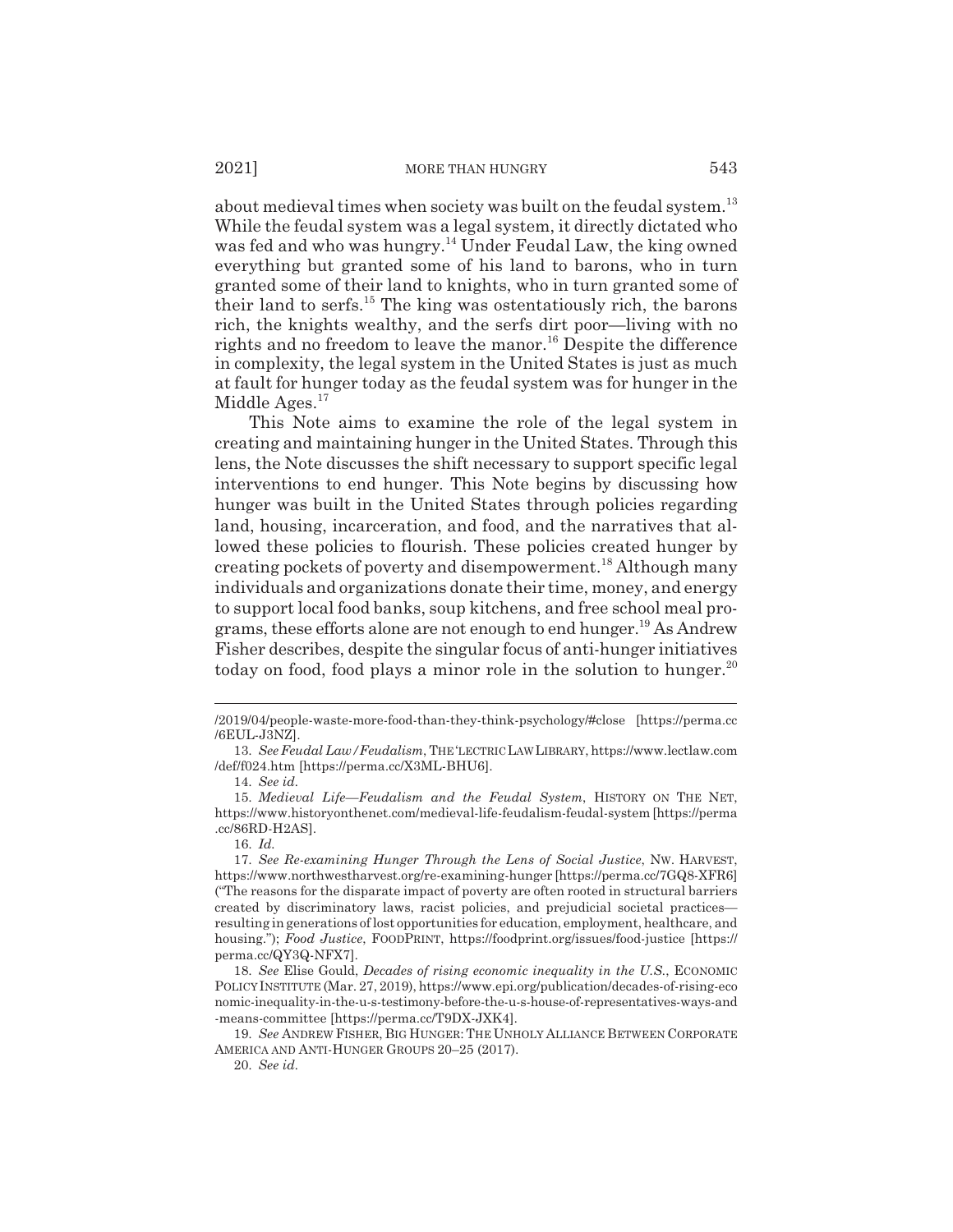about medieval times when society was built on the feudal system.[13] While the feudal system was a legal system, it directly dictated who was fed and who was hungry.[14] Under Feudal Law, the king owned everything but granted some of his land to barons, who in turn granted some of their land to knights, who in turn granted some of their land to serfs.[15] The king was ostentatiously rich, the barons rich, the knights wealthy, and the serfs dirt poor—living with no rights and no freedom to leave the manor.[16] Despite the difference in complexity, the legal system in the United States is just as much at fault for hunger today as the feudal system was for hunger in the Middle Ages.[17]

This Note aims to examine the role of the legal system in creating and maintaining hunger in the United States. Through this lens, the Note discusses the shift necessary to support specific legal interventions to end hunger. This Note begins by discussing how hunger was built in the United States through policies regarding land, housing, incarceration, and food, and the narratives that allowed these policies to flourish. These policies created hunger by creating pockets of poverty and disempowerment.[18] Although many individuals and organizations donate their time, money, and energy to support local food banks, soup kitchens, and free school meal programs, these efforts alone are not enough to end hunger.[19] As Andrew Fisher describes, despite the singular focus of anti-hunger initiatives today on food, food plays a minor role in the solution to hunger.[20]

---

/2019/04/people-waste-more-food-than-they-think-psychology/#close [https://perma.cc/6EUL-J3NZ].

13. *See Feudal Law / Feudalism*, THE 'LECTRIC LAW LIBRARY, https://www.lectlaw.com/def/f024.htm [https://perma.cc/X3ML-BHU6].

14. *See id.*

15. *Medieval Life—Feudalism and the Feudal System*, HISTORY ON THE NET, https://www.historyonthenet.com/medieval-life-feudalism-feudal-system [https://perma.cc/86RD-H2AS].

16. *Id.*

17. *See Re-examining Hunger Through the Lens of Social Justice*, NW. HARVEST, https://www.northwestharvest.org/re-examining-hunger [https://perma.cc/7GQ8-XFR6] ("The reasons for the disparate impact of poverty are often rooted in structural barriers created by discriminatory laws, racist policies, and prejudicial societal practices—resulting in generations of lost opportunities for education, employment, healthcare, and housing."); *Food Justice*, FOODPRINT, https://foodprint.org/issues/food-justice [https://perma.cc/QY3Q-NFX7].

18. *See* Elise Gould, *Decades of rising economic inequality in the U.S.*, ECONOMIC POLICY INSTITUTE (Mar. 27, 2019), https://www.epi.org/publication/decades-of-rising-economic-inequality-in-the-u-s-testimony-before-the-u-s-house-of-representatives-ways-and-means-committee [https://perma.cc/T9DX-JXK4].

19. *See* ANDREW FISHER, BIG HUNGER: THE UNHOLY ALLIANCE BETWEEN CORPORATE AMERICA AND ANTI-HUNGER GROUPS 20–25 (2017).

20. *See id.*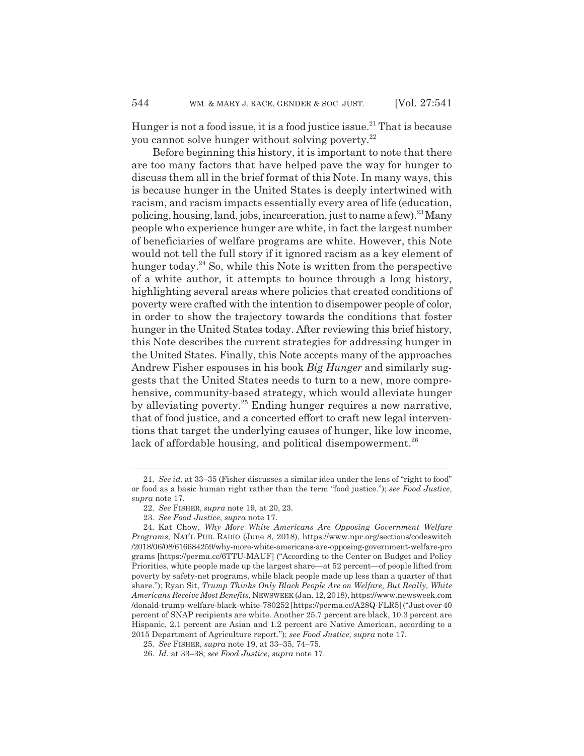Hunger is not a food issue, it is a food justice issue.[21] That is because you cannot solve hunger without solving poverty.[22]

Before beginning this history, it is important to note that there are too many factors that have helped pave the way for hunger to discuss them all in the brief format of this Note. In many ways, this is because hunger in the United States is deeply intertwined with racism, and racism impacts essentially every area of life (education, policing, housing, land, jobs, incarceration, just to name a few).[23] Many people who experience hunger are white, in fact the largest number of beneficiaries of welfare programs are white. However, this Note would not tell the full story if it ignored racism as a key element of hunger today.[24] So, while this Note is written from the perspective of a white author, it attempts to bounce through a long history, highlighting several areas where policies that created conditions of poverty were crafted with the intention to disempower people of color, in order to show the trajectory towards the conditions that foster hunger in the United States today. After reviewing this brief history, this Note describes the current strategies for addressing hunger in the United States. Finally, this Note accepts many of the approaches Andrew Fisher espouses in his book *Big Hunger* and similarly suggests that the United States needs to turn to a new, more comprehensive, community-based strategy, which would alleviate hunger by alleviating poverty.[25] Ending hunger requires a new narrative, that of food justice, and a concerted effort to craft new legal interventions that target the underlying causes of hunger, like low income, lack of affordable housing, and political disempowerment.[26]

---

21. *See id.* at 33–35 (Fisher discusses a similar idea under the lens of "right to food" or food as a basic human right rather than the term "food justice."); *see Food Justice*, *supra* note 17.

22. *See* FISHER, *supra* note 19, at 20, 23.

23. *See Food Justice*, *supra* note 17.

24. Kat Chow, *Why More White Americans Are Opposing Government Welfare Programs*, NAT'L PUB. RADIO (June 8, 2018), https://www.npr.org/sections/codeswitch/2018/06/08/616684259/why-more-white-americans-are-opposing-government-welfare-programs [https://perma.cc/6TTU-MAUF] ("According to the Center on Budget and Policy Priorities, white people made up the largest share—at 52 percent—of people lifted from poverty by safety-net programs, while black people made up less than a quarter of that share."); Ryan Sit, *Trump Thinks Only Black People Are on Welfare, But Really, White Americans Receive Most Benefits*, NEWSWEEK (Jan. 12, 2018), https://www.newsweek.com/donald-trump-welfare-black-white-780252 [https://perma.cc/A28Q-FLR5] ("Just over 40 percent of SNAP recipients are white. Another 25.7 percent are black, 10.3 percent are Hispanic, 2.1 percent are Asian and 1.2 percent are Native American, according to a 2015 Department of Agriculture report."); *see Food Justice*, *supra* note 17.

25. *See* FISHER, *supra* note 19, at 33–35, 74–75.

26. *Id.* at 33–38; *see Food Justice*, *supra* note 17.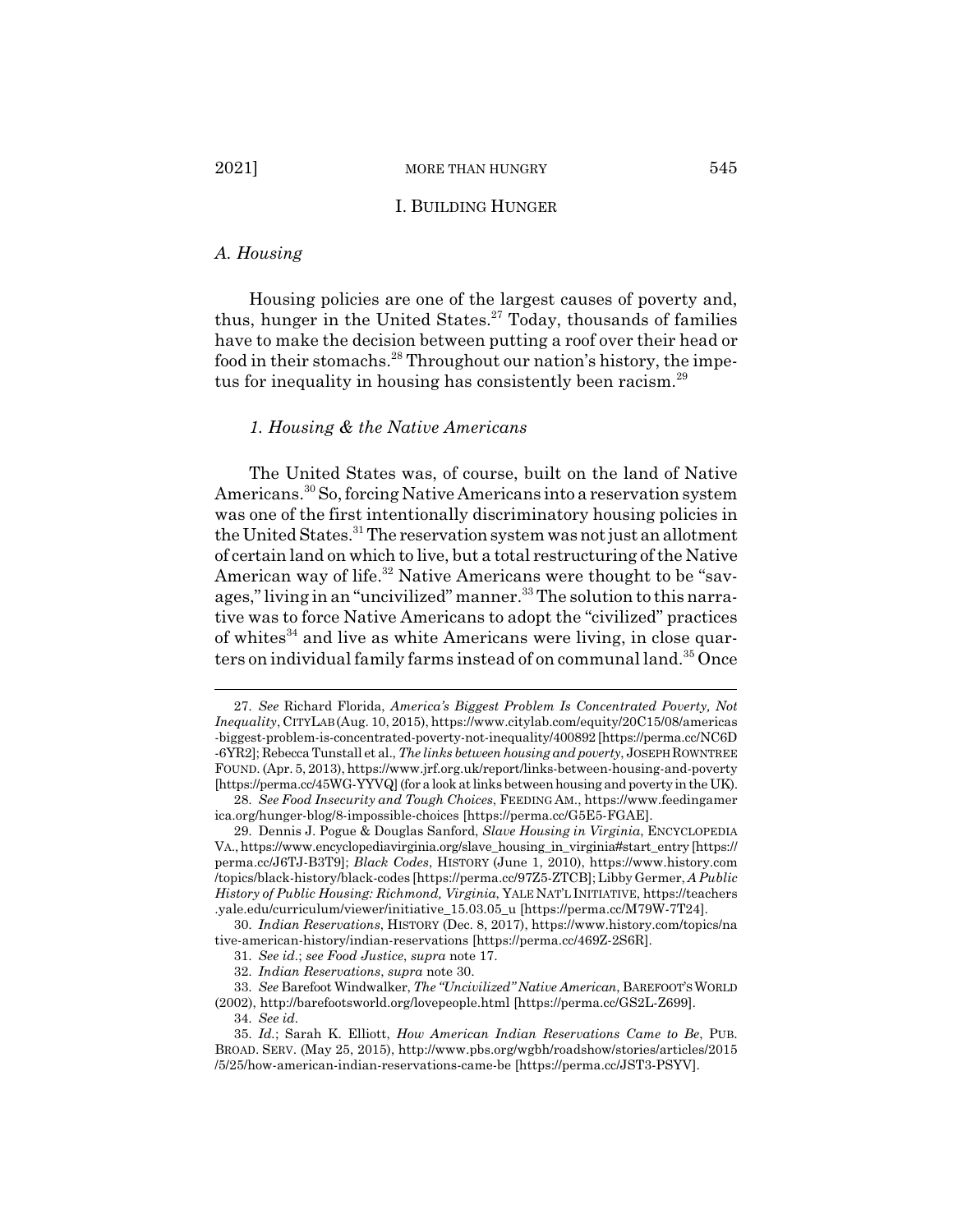# I. BUILDING HUNGER

## *A. Housing*

Housing policies are one of the largest causes of poverty and, thus, hunger in the United States.[27] Today, thousands of families have to make the decision between putting a roof over their head or food in their stomachs.[28] Throughout our nation's history, the impetus for inequality in housing has consistently been racism.[29]

### *1. Housing & the Native Americans*

The United States was, of course, built on the land of Native Americans.[30] So, forcing Native Americans into a reservation system was one of the first intentionally discriminatory housing policies in the United States.[31] The reservation system was not just an allotment of certain land on which to live, but a total restructuring of the Native American way of life.[32] Native Americans were thought to be "savages," living in an "uncivilized" manner.[33] The solution to this narrative was to force Native Americans to adopt the "civilized" practices of whites[34] and live as white Americans were living, in close quarters on individual family farms instead of on communal land.[35] Once

---

27. *See* Richard Florida, *America's Biggest Problem Is Concentrated Poverty, Not Inequality*, CITYLAB (Aug. 10, 2015), https://www.citylab.com/equity/20C15/08/americas-biggest-problem-is-concentrated-poverty-not-inequality/400892 [https://perma.cc/NC6D-6YR2]; Rebecca Tunstall et al., *The links between housing and poverty*, JOSEPH ROWNTREE FOUND. (Apr. 5, 2013), https://www.jrf.org.uk/report/links-between-housing-and-poverty [https://perma.cc/45WG-YYVQ] (for a look at links between housing and poverty in the UK).

28. *See Food Insecurity and Tough Choices*, FEEDING AM., https://www.feedingamerica.org/hunger-blog/8-impossible-choices [https://perma.cc/G5E5-FGAE].

29. Dennis J. Pogue & Douglas Sanford, *Slave Housing in Virginia*, ENCYCLOPEDIA VA., https://www.encyclopediavirginia.org/slave_housing_in_virginia#start_entry [https://perma.cc/J6TJ-B3T9]; *Black Codes*, HISTORY (June 1, 2010), https://www.history.com/topics/black-history/black-codes [https://perma.cc/97Z5-ZTCB]; Libby Germer, *A Public History of Public Housing: Richmond, Virginia*, YALE NAT'L INITIATIVE, https://teachers.yale.edu/curriculum/viewer/initiative_15.03.05_u [https://perma.cc/M79W-7T24].

30. *Indian Reservations*, HISTORY (Dec. 8, 2017), https://www.history.com/topics/native-american-history/indian-reservations [https://perma.cc/469Z-2S6R].

31. *See id.*; *see Food Justice*, *supra* note 17.

32. *Indian Reservations*, *supra* note 30.

33. *See* Barefoot Windwalker, *The "Uncivilized" Native American*, BAREFOOT'S WORLD (2002), http://barefootsworld.org/lovepeople.html [https://perma.cc/GS2L-Z699].

34. *See id.*

35. *Id.*; Sarah K. Elliott, *How American Indian Reservations Came to Be*, PUB. BROAD. SERV. (May 25, 2015), http://www.pbs.org/wgbh/roadshow/stories/articles/2015/5/25/how-american-indian-reservations-came-be [https://perma.cc/JST3-PSYV].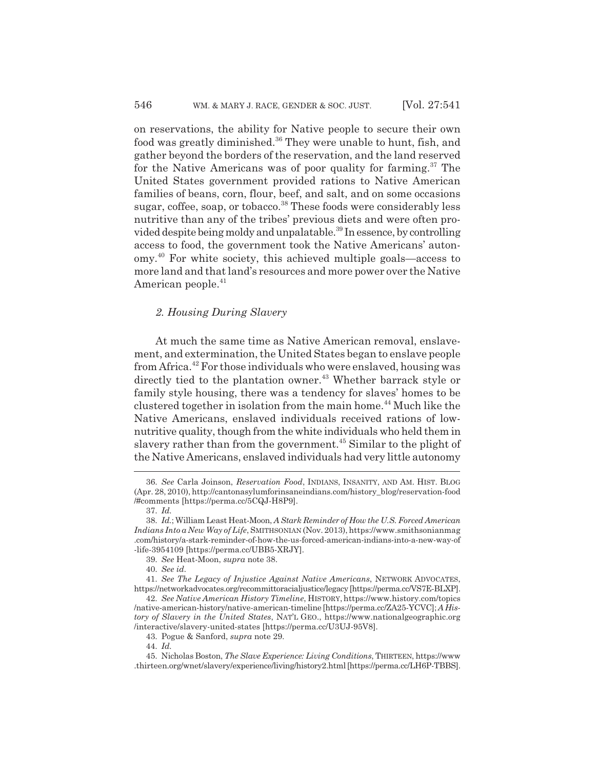on reservations, the ability for Native people to secure their own food was greatly diminished.[36] They were unable to hunt, fish, and gather beyond the borders of the reservation, and the land reserved for the Native Americans was of poor quality for farming.[37] The United States government provided rations to Native American families of beans, corn, flour, beef, and salt, and on some occasions sugar, coffee, soap, or tobacco.[38] These foods were considerably less nutritive than any of the tribes' previous diets and were often provided despite being moldy and unpalatable.[39] In essence, by controlling access to food, the government took the Native Americans' autonomy.[40] For white society, this achieved multiple goals—access to more land and that land's resources and more power over the Native American people.[41]

### *2. Housing During Slavery*

At much the same time as Native American removal, enslavement, and extermination, the United States began to enslave people from Africa.[42] For those individuals who were enslaved, housing was directly tied to the plantation owner.[43] Whether barrack style or family style housing, there was a tendency for slaves' homes to be clustered together in isolation from the main home.[44] Much like the Native Americans, enslaved individuals received rations of low-nutritive quality, though from the white individuals who held them in slavery rather than from the government.[45] Similar to the plight of the Native Americans, enslaved individuals had very little autonomy

---

36. *See* Carla Joinson, *Reservation Food*, INDIANS, INSANITY, AND AM. HIST. BLOG (Apr. 28, 2010), http://cantonasylumforinsaneindians.com/history_blog/reservation-food/#comments [https://perma.cc/5CQJ-H8P9].

37. *Id.*

38. *Id.*; William Least Heat-Moon, *A Stark Reminder of How the U.S. Forced American Indians Into a New Way of Life*, SMITHSONIAN (Nov. 2013), https://www.smithsonianmag.com/history/a-stark-reminder-of-how-the-us-forced-american-indians-into-a-new-way-of-life-3954109 [https://perma.cc/UBB5-XRJY].

39. *See* Heat-Moon, *supra* note 38.

40. *See id.*

41. *See The Legacy of Injustice Against Native Americans*, NETWORK ADVOCATES, https://networkadvocates.org/recommittoracialjustice/legacy [https://perma.cc/VS7E-BLXP].

42. *See Native American History Timeline*, HISTORY, https://www.history.com/topics/native-american-history/native-american-timeline [https://perma.cc/ZA25-YCVC]; *A History of Slavery in the United States*, NAT'L GEO., https://www.nationalgeographic.org/interactive/slavery-united-states [https://perma.cc/U3UJ-95V8].

43. Pogue & Sanford, *supra* note 29.

44. *Id.*

45. Nicholas Boston, *The Slave Experience: Living Conditions*, THIRTEEN, https://www.thirteen.org/wnet/slavery/experience/living/history2.html [https://perma.cc/LH6P-TBBS].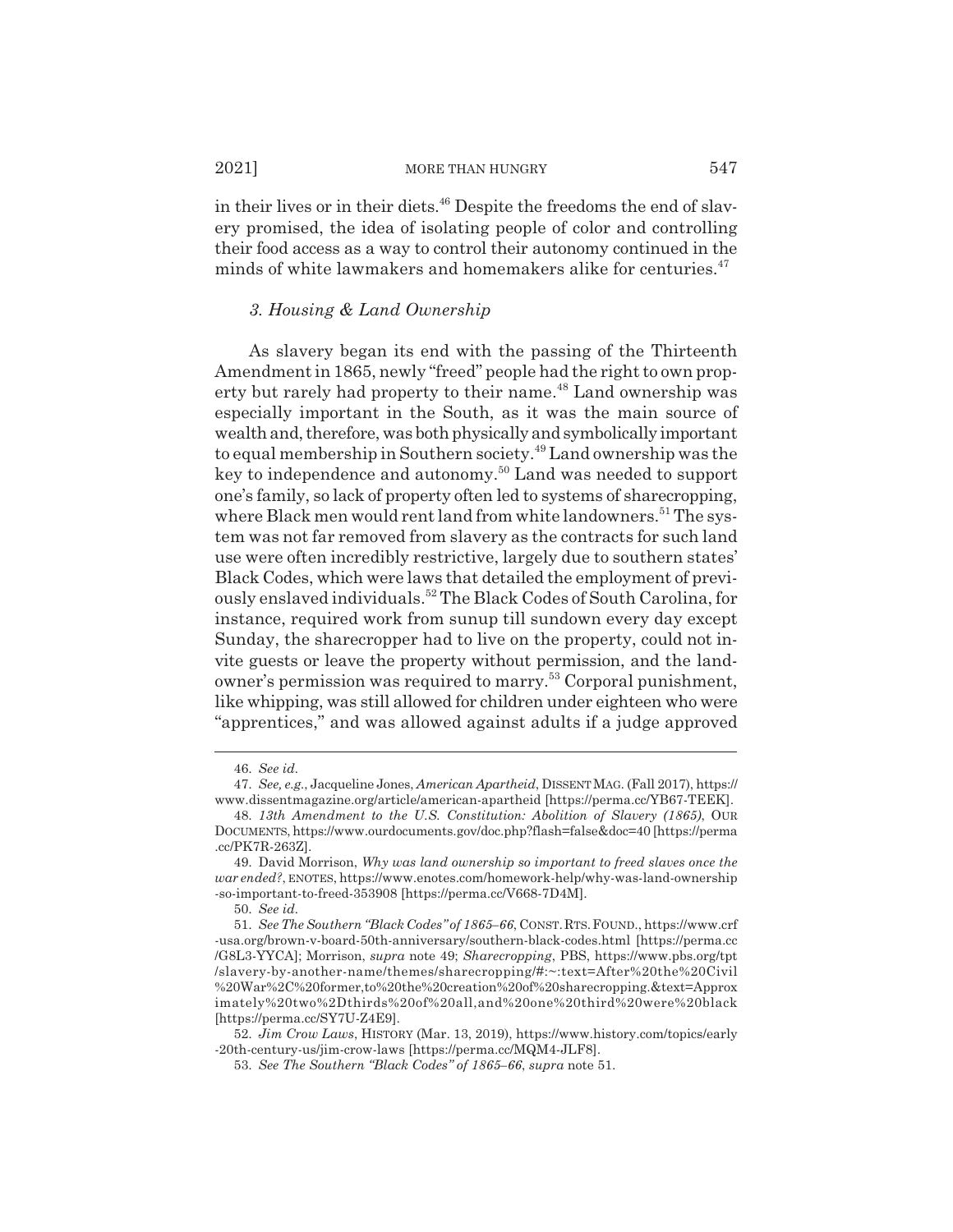in their lives or in their diets.[46] Despite the freedoms the end of slavery promised, the idea of isolating people of color and controlling their food access as a way to control their autonomy continued in the minds of white lawmakers and homemakers alike for centuries.[47]

### *3. Housing & Land Ownership*

As slavery began its end with the passing of the Thirteenth Amendment in 1865, newly "freed" people had the right to own property but rarely had property to their name.[48] Land ownership was especially important in the South, as it was the main source of wealth and, therefore, was both physically and symbolically important to equal membership in Southern society.[49] Land ownership was the key to independence and autonomy.[50] Land was needed to support one's family, so lack of property often led to systems of sharecropping, where Black men would rent land from white landowners.[51] The system was not far removed from slavery as the contracts for such land use were often incredibly restrictive, largely due to southern states' Black Codes, which were laws that detailed the employment of previously enslaved individuals.[52] The Black Codes of South Carolina, for instance, required work from sunup till sundown every day except Sunday, the sharecropper had to live on the property, could not invite guests or leave the property without permission, and the landowner's permission was required to marry.[53] Corporal punishment, like whipping, was still allowed for children under eighteen who were "apprentices," and was allowed against adults if a judge approved

---

46. *See id.*

47. *See, e.g.*, Jacqueline Jones, *American Apartheid*, DISSENT MAG. (Fall 2017), https://www.dissentmagazine.org/article/american-apartheid [https://perma.cc/YB67-TEEK].

48. *13th Amendment to the U.S. Constitution: Abolition of Slavery (1865)*, OUR DOCUMENTS, https://www.ourdocuments.gov/doc.php?flash=false&doc=40 [https://perma.cc/PK7R-263Z].

49. David Morrison, *Why was land ownership so important to freed slaves once the war ended?*, ENOTES, https://www.enotes.com/homework-help/why-was-land-ownership-so-important-to-freed-353908 [https://perma.cc/V668-7D4M].

50. *See id.*

51. *See The Southern "Black Codes" of 1865–66*, CONST. RTS. FOUND., https://www.crf-usa.org/brown-v-board-50th-anniversary/southern-black-codes.html [https://perma.cc/G8L3-YYCA]; Morrison, *supra* note 49; *Sharecropping*, PBS, https://www.pbs.org/tpt/slavery-by-another-name/themes/sharecropping/#:~:text=After%20the%20Civil%20War%2C%20former,to%20the%20creation%20of%20sharecropping.&text=Approximately%20two%2Dthirds%20of%20all,and%20one%20third%20were%20black [https://perma.cc/SY7U-Z4E9].

52. *Jim Crow Laws*, HISTORY (Mar. 13, 2019), https://www.history.com/topics/early-20th-century-us/jim-crow-laws [https://perma.cc/MQM4-JLF8].

53. *See The Southern "Black Codes" of 1865–66*, *supra* note 51.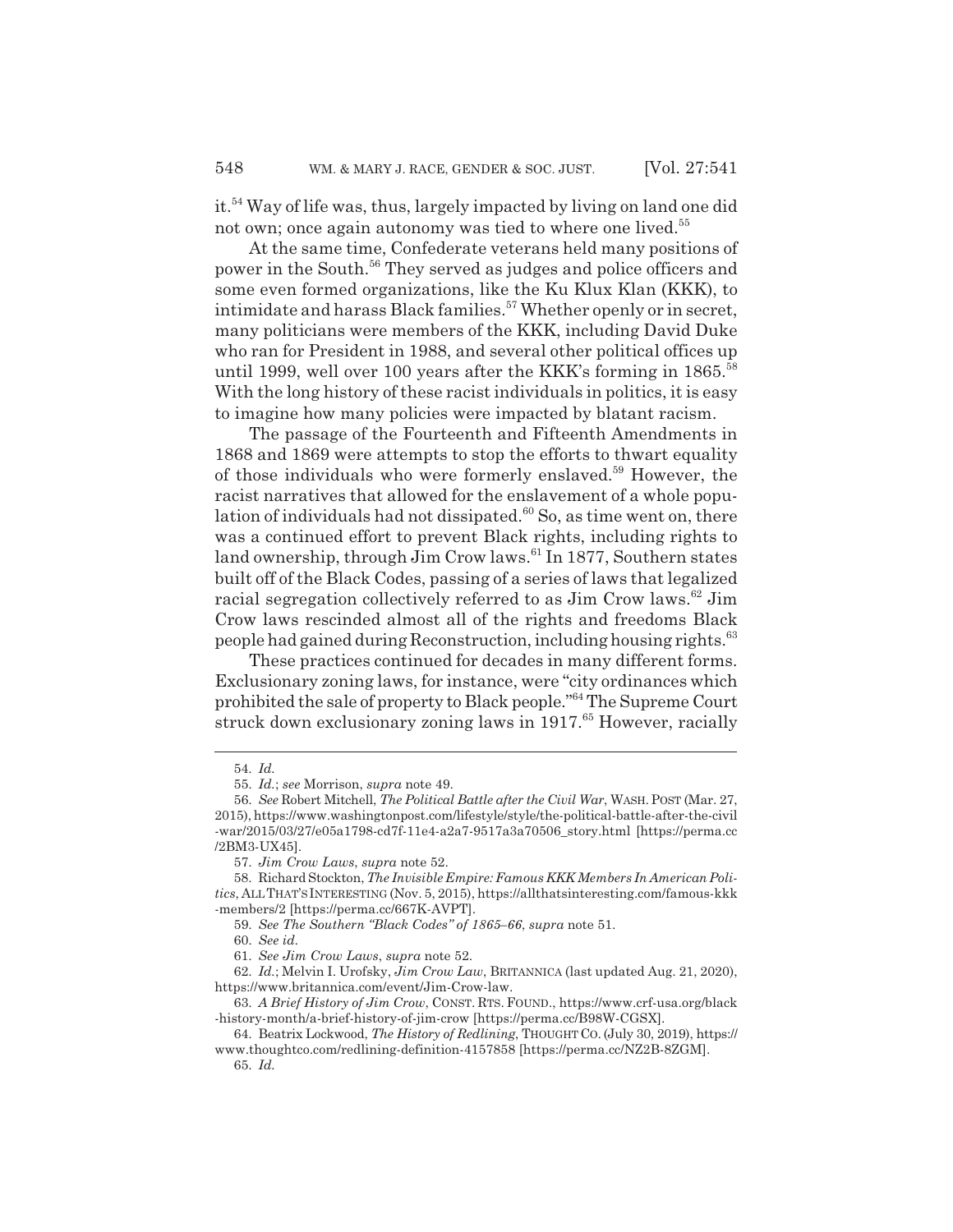it.[54] Way of life was, thus, largely impacted by living on land one did not own; once again autonomy was tied to where one lived.[55]

At the same time, Confederate veterans held many positions of power in the South.[56] They served as judges and police officers and some even formed organizations, like the Ku Klux Klan (KKK), to intimidate and harass Black families.[57] Whether openly or in secret, many politicians were members of the KKK, including David Duke who ran for President in 1988, and several other political offices up until 1999, well over 100 years after the KKK's forming in 1865.[58] With the long history of these racist individuals in politics, it is easy to imagine how many policies were impacted by blatant racism.

The passage of the Fourteenth and Fifteenth Amendments in 1868 and 1869 were attempts to stop the efforts to thwart equality of those individuals who were formerly enslaved.[59] However, the racist narratives that allowed for the enslavement of a whole population of individuals had not dissipated.[60] So, as time went on, there was a continued effort to prevent Black rights, including rights to land ownership, through Jim Crow laws.[61] In 1877, Southern states built off of the Black Codes, passing of a series of laws that legalized racial segregation collectively referred to as Jim Crow laws.[62] Jim Crow laws rescinded almost all of the rights and freedoms Black people had gained during Reconstruction, including housing rights.[63]

These practices continued for decades in many different forms. Exclusionary zoning laws, for instance, were "city ordinances which prohibited the sale of property to Black people."[64] The Supreme Court struck down exclusionary zoning laws in 1917.[65] However, racially

---

54. *Id.*

55. *Id.*; *see* Morrison, *supra* note 49.

56. *See* Robert Mitchell, *The Political Battle after the Civil War*, WASH. POST (Mar. 27, 2015), https://www.washingtonpost.com/lifestyle/style/the-political-battle-after-the-civil-war/2015/03/27/e05a1798-cd7f-11e4-a2a7-9517a3a70506_story.html [https://perma.cc/2BM3-UX45].

57. *Jim Crow Laws*, *supra* note 52.

58. Richard Stockton, *The Invisible Empire: Famous KKK Members In American Politics*, ALL THAT'S INTERESTING (Nov. 5, 2015), https://allthatsinteresting.com/famous-kkk-members/2 [https://perma.cc/667K-AVPT].

59. *See The Southern "Black Codes" of 1865–66*, *supra* note 51.

60. *See id.*

61. *See Jim Crow Laws*, *supra* note 52.

62. *Id.*; Melvin I. Urofsky, *Jim Crow Law*, BRITANNICA (last updated Aug. 21, 2020), https://www.britannica.com/event/Jim-Crow-law.

63. *A Brief History of Jim Crow*, CONST. RTS. FOUND., https://www.crf-usa.org/black-history-month/a-brief-history-of-jim-crow [https://perma.cc/B98W-CGSX].

64. Beatrix Lockwood, *The History of Redlining*, THOUGHT CO. (July 30, 2019), https://www.thoughtco.com/redlining-definition-4157858 [https://perma.cc/NZ2B-8ZGM].

65. *Id.*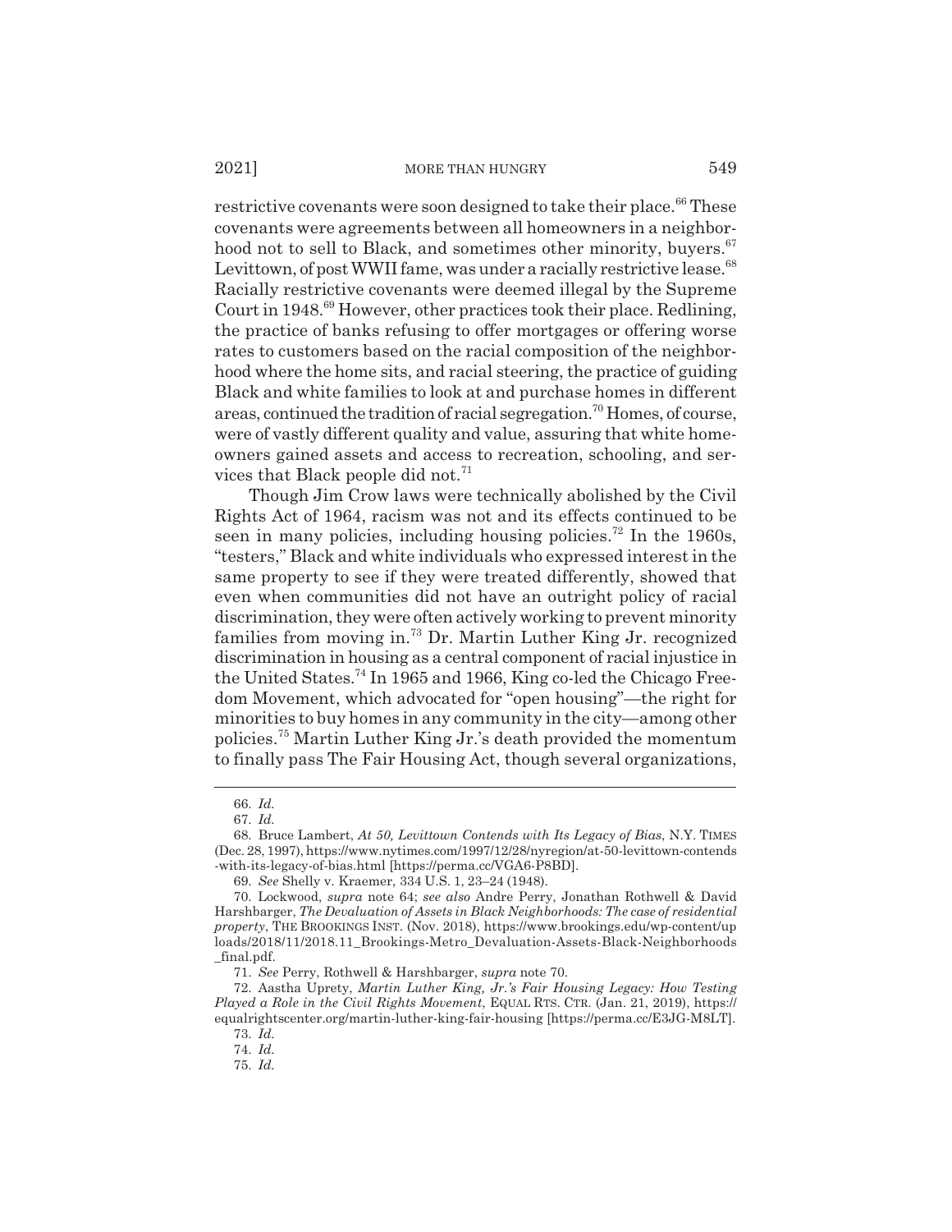restrictive covenants were soon designed to take their place.[66] These covenants were agreements between all homeowners in a neighborhood not to sell to Black, and sometimes other minority, buyers.[67] Levittown, of post WWII fame, was under a racially restrictive lease.[68] Racially restrictive covenants were deemed illegal by the Supreme Court in 1948.[69] However, other practices took their place. Redlining, the practice of banks refusing to offer mortgages or offering worse rates to customers based on the racial composition of the neighborhood where the home sits, and racial steering, the practice of guiding Black and white families to look at and purchase homes in different areas, continued the tradition of racial segregation.[70] Homes, of course, were of vastly different quality and value, assuring that white homeowners gained assets and access to recreation, schooling, and services that Black people did not.[71]

Though Jim Crow laws were technically abolished by the Civil Rights Act of 1964, racism was not and its effects continued to be seen in many policies, including housing policies.[72] In the 1960s, "testers," Black and white individuals who expressed interest in the same property to see if they were treated differently, showed that even when communities did not have an outright policy of racial discrimination, they were often actively working to prevent minority families from moving in.[73] Dr. Martin Luther King Jr. recognized discrimination in housing as a central component of racial injustice in the United States.[74] In 1965 and 1966, King co-led the Chicago Freedom Movement, which advocated for "open housing"—the right for minorities to buy homes in any community in the city—among other policies.[75] Martin Luther King Jr.'s death provided the momentum to finally pass The Fair Housing Act, though several organizations,

---

66. *Id.*

67. *Id.*

68. Bruce Lambert, *At 50, Levittown Contends with Its Legacy of Bias*, N.Y. TIMES (Dec. 28, 1997), https://www.nytimes.com/1997/12/28/nyregion/at-50-levittown-contends-with-its-legacy-of-bias.html [https://perma.cc/VGA6-P8BD].

69. *See* Shelly v. Kraemer, 334 U.S. 1, 23–24 (1948).

70. Lockwood, *supra* note 64; *see also* Andre Perry, Jonathan Rothwell & David Harshbarger, *The Devaluation of Assets in Black Neighborhoods: The case of residential property*, THE BROOKINGS INST. (Nov. 2018), https://www.brookings.edu/wp-content/uploads/2018/11/2018.11_Brookings-Metro_Devaluation-Assets-Black-Neighborhoods_final.pdf.

71. *See* Perry, Rothwell & Harshbarger, *supra* note 70.

72. Aastha Uprety, *Martin Luther King, Jr.'s Fair Housing Legacy: How Testing Played a Role in the Civil Rights Movement*, EQUAL RTS. CTR. (Jan. 21, 2019), https://equalrightscenter.org/martin-luther-king-fair-housing [https://perma.cc/E3JG-M8LT].

73. *Id.*

74. *Id.*

75. *Id.*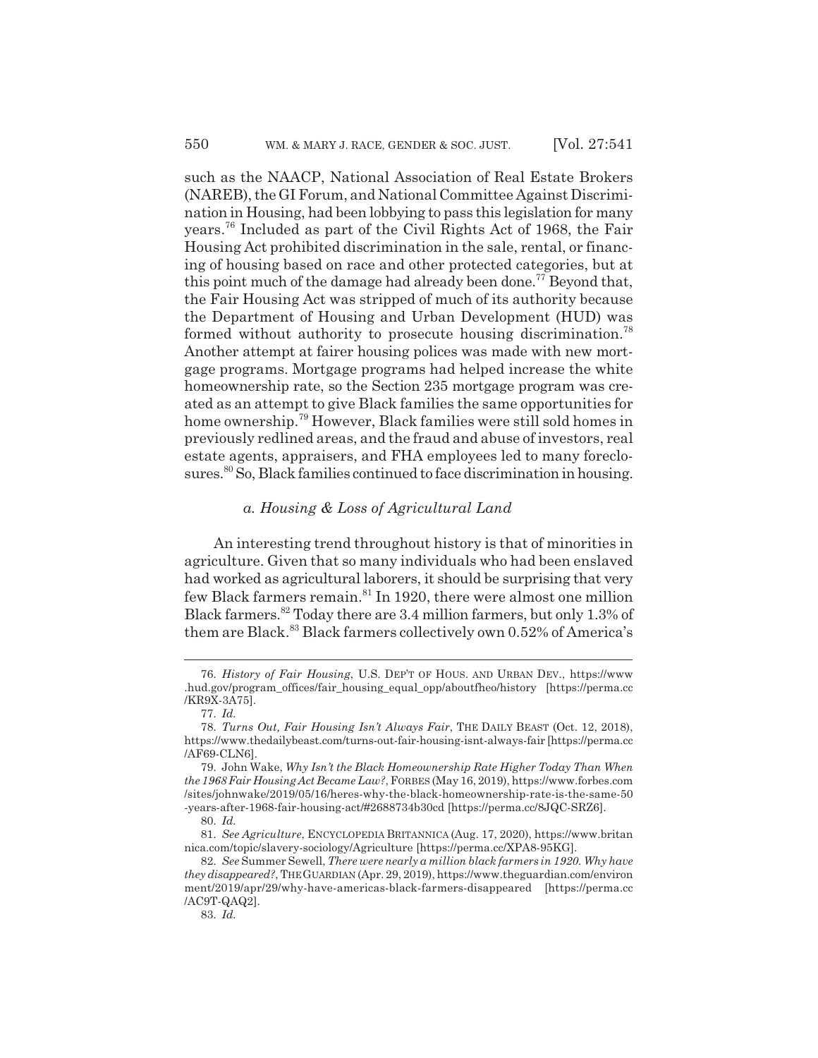such as the NAACP, National Association of Real Estate Brokers (NAREB), the GI Forum, and National Committee Against Discrimination in Housing, had been lobbying to pass this legislation for many years.[76] Included as part of the Civil Rights Act of 1968, the Fair Housing Act prohibited discrimination in the sale, rental, or financing of housing based on race and other protected categories, but at this point much of the damage had already been done.[77] Beyond that, the Fair Housing Act was stripped of much of its authority because the Department of Housing and Urban Development (HUD) was formed without authority to prosecute housing discrimination.[78] Another attempt at fairer housing polices was made with new mortgage programs. Mortgage programs had helped increase the white homeownership rate, so the Section 235 mortgage program was created as an attempt to give Black families the same opportunities for home ownership.[79] However, Black families were still sold homes in previously redlined areas, and the fraud and abuse of investors, real estate agents, appraisers, and FHA employees led to many foreclosures.[80] So, Black families continued to face discrimination in housing.

### *a. Housing & Loss of Agricultural Land*

An interesting trend throughout history is that of minorities in agriculture. Given that so many individuals who had been enslaved had worked as agricultural laborers, it should be surprising that very few Black farmers remain.[81] In 1920, there were almost one million Black farmers.[82] Today there are 3.4 million farmers, but only 1.3% of them are Black.[83] Black farmers collectively own 0.52% of America's

---

76. *History of Fair Housing*, U.S. DEP'T OF HOUS. AND URBAN DEV., https://www.hud.gov/program_offices/fair_housing_equal_opp/aboutfheo/history [https://perma.cc/KR9X-3A75].

77. *Id.*

78. *Turns Out, Fair Housing Isn't Always Fair*, THE DAILY BEAST (Oct. 12, 2018), https://www.thedailybeast.com/turns-out-fair-housing-isnt-always-fair [https://perma.cc/AF69-CLN6].

79. John Wake, *Why Isn't the Black Homeownership Rate Higher Today Than When the 1968 Fair Housing Act Became Law?*, FORBES (May 16, 2019), https://www.forbes.com/sites/johnwake/2019/05/16/heres-why-the-black-homeownership-rate-is-the-same-50-years-after-1968-fair-housing-act/#2688734b30cd [https://perma.cc/8JQC-SRZ6].

80. *Id.*

81. *See Agriculture*, ENCYCLOPEDIA BRITANNICA (Aug. 17, 2020), https://www.britannica.com/topic/slavery-sociology/Agriculture [https://perma.cc/XPA8-95KG].

82. *See* Summer Sewell, *There were nearly a million black farmers in 1920. Why have they disappeared?*, THE GUARDIAN (Apr. 29, 2019), https://www.theguardian.com/environment/2019/apr/29/why-have-americas-black-farmers-disappeared [https://perma.cc/AC9T-QAQ2].

83. *Id.*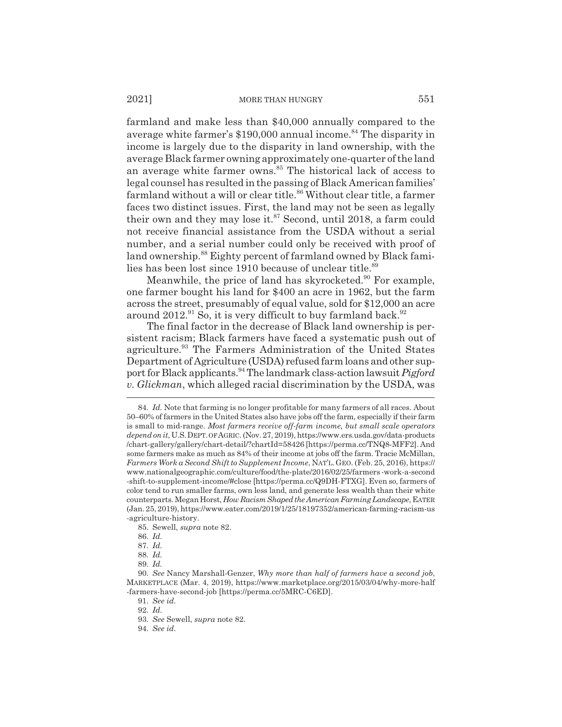farmland and make less than $40,000 annually compared to the average white farmer's $190,000 annual income.[84] The disparity in income is largely due to the disparity in land ownership, with the average Black farmer owning approximately one-quarter of the land an average white farmer owns.[85] The historical lack of access to legal counsel has resulted in the passing of Black American families' farmland without a will or clear title.[86] Without clear title, a farmer faces two distinct issues. First, the land may not be seen as legally their own and they may lose it.[87] Second, until 2018, a farm could not receive financial assistance from the USDA without a serial number, and a serial number could only be received with proof of land ownership.[88] Eighty percent of farmland owned by Black families has been lost since 1910 because of unclear title.[89]

Meanwhile, the price of land has skyrocketed.[90] For example, one farmer bought his land for $400 an acre in 1962, but the farm across the street, presumably of equal value, sold for $12,000 an acre around 2012.[91] So, it is very difficult to buy farmland back.[92]

The final factor in the decrease of Black land ownership is persistent racism; Black farmers have faced a systematic push out of agriculture.[93] The Farmers Administration of the United States Department of Agriculture (USDA) refused farm loans and other support for Black applicants.[94] The landmark class-action lawsuit *Pigford v. Glickman*, which alleged racial discrimination by the USDA, was

---

84. *Id.* Note that farming is no longer profitable for many farmers of all races. About 50–60% of farmers in the United States also have jobs off the farm, especially if their farm is small to mid-range. *Most farmers receive off-farm income, but small scale operators depend on it*, U.S. DEPT. OF AGRIC. (Nov. 27, 2019), https://www.ers.usda.gov/data-products/chart-gallery/gallery/chart-detail/?chartId=58426 [https://perma.cc/TNQ8-MFF2]. And some farmers make as much as 84% of their income at jobs off the farm. Tracie McMillan, *Farmers Work a Second Shift to Supplement Income*, NAT'L. GEO. (Feb. 25, 2016), https://www.nationalgeographic.com/culture/food/the-plate/2016/02/25/farmers-work-a-second-shift-to-supplement-income/#close [https://perma.cc/Q9DH-FTXG]. Even so, farmers of color tend to run smaller farms, own less land, and generate less wealth than their white counterparts. Megan Horst, *How Racism Shaped the American Farming Landscape*, EATER (Jan. 25, 2019), https://www.eater.com/2019/1/25/18197352/american-farming-racism-us-agriculture-history.

85. Sewell, *supra* note 82.

86. *Id.*

87. *Id.*

88. *Id.*

89. *Id.*

90. *See* Nancy Marshall-Genzer, *Why more than half of farmers have a second job*, MARKETPLACE (Mar. 4, 2019), https://www.marketplace.org/2015/03/04/why-more-half-farmers-have-second-job [https://perma.cc/5MRC-C6ED].

91. *See id.*

92. *Id.*

93. *See* Sewell, *supra* note 82.

94. *See id.*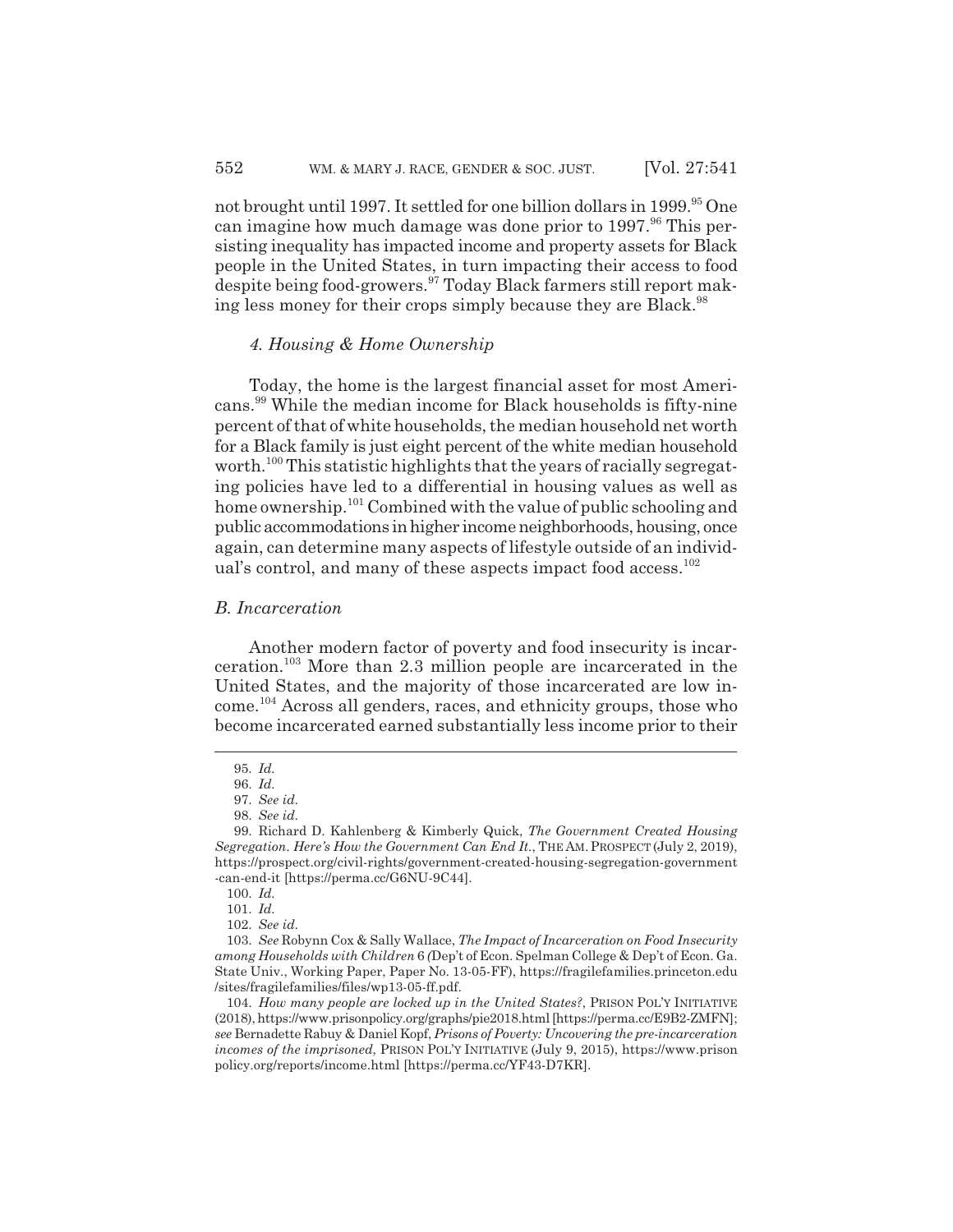not brought until 1997. It settled for one billion dollars in 1999.[95] One can imagine how much damage was done prior to 1997.[96] This persisting inequality has impacted income and property assets for Black people in the United States, in turn impacting their access to food despite being food-growers.[97] Today Black farmers still report making less money for their crops simply because they are Black.[98]

#### *4. Housing & Home Ownership*

Today, the home is the largest financial asset for most Americans.[99] While the median income for Black households is fifty-nine percent of that of white households, the median household net worth for a Black family is just eight percent of the white median household worth.[100] This statistic highlights that the years of racially segregating policies have led to a differential in housing values as well as home ownership.[101] Combined with the value of public schooling and public accommodations in higher income neighborhoods, housing, once again, can determine many aspects of lifestyle outside of an individual's control, and many of these aspects impact food access.[102]

### *B. Incarceration*

Another modern factor of poverty and food insecurity is incarceration.[103] More than 2.3 million people are incarcerated in the United States, and the majority of those incarcerated are low income.[104] Across all genders, races, and ethnicity groups, those who become incarcerated earned substantially less income prior to their

---

95. *Id.*

96. *Id.*

97. *See id.*

98. *See id.*

99. Richard D. Kahlenberg & Kimberly Quick, *The Government Created Housing Segregation. Here's How the Government Can End It.*, THE AM. PROSPECT (July 2, 2019), https://prospect.org/civil-rights/government-created-housing-segregation-government-can-end-it [https://perma.cc/G6NU-9C44].

100. *Id.*

101. *Id.*

102. *See id.*

103. *See* Robynn Cox & Sally Wallace, *The Impact of Incarceration on Food Insecurity among Households with Children* 6 (Dep't of Econ. Spelman College & Dep't of Econ. Ga. State Univ., Working Paper, Paper No. 13-05-FF), https://fragilefamilies.princeton.edu/sites/fragilefamilies/files/wp13-05-ff.pdf.

104. *How many people are locked up in the United States?*, PRISON POL'Y INITIATIVE (2018), https://www.prisonpolicy.org/graphs/pie2018.html [https://perma.cc/E9B2-ZMFN]; *see* Bernadette Rabuy & Daniel Kopf, *Prisons of Poverty: Uncovering the pre-incarceration incomes of the imprisoned*, PRISON POL'Y INITIATIVE (July 9, 2015), https://www.prisonpolicy.org/reports/income.html [https://perma.cc/YF43-D7KR].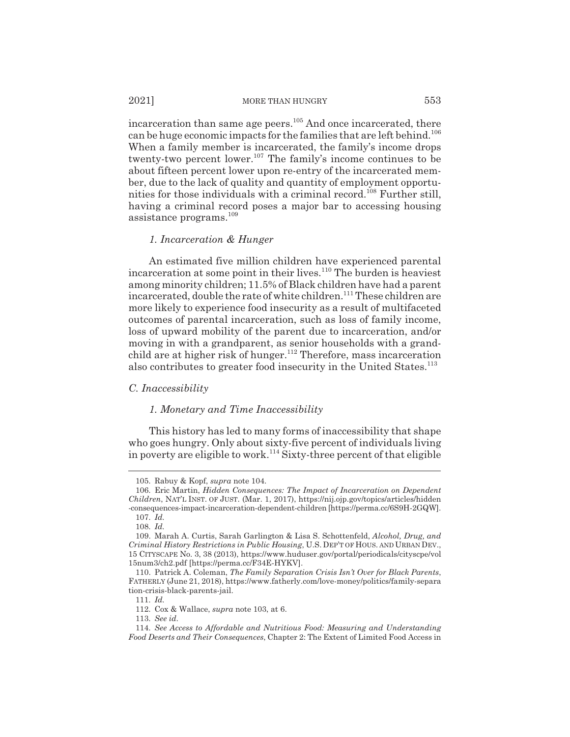incarceration than same age peers.[105] And once incarcerated, there can be huge economic impacts for the families that are left behind.[106] When a family member is incarcerated, the family's income drops twenty-two percent lower.[107] The family's income continues to be about fifteen percent lower upon re-entry of the incarcerated member, due to the lack of quality and quantity of employment opportunities for those individuals with a criminal record.[108] Further still, having a criminal record poses a major bar to accessing housing assistance programs.[109]

#### *1. Incarceration & Hunger*

An estimated five million children have experienced parental incarceration at some point in their lives.[110] The burden is heaviest among minority children; 11.5% of Black children have had a parent incarcerated, double the rate of white children.[111] These children are more likely to experience food insecurity as a result of multifaceted outcomes of parental incarceration, such as loss of family income, loss of upward mobility of the parent due to incarceration, and/or moving in with a grandparent, as senior households with a grandchild are at higher risk of hunger.[112] Therefore, mass incarceration also contributes to greater food insecurity in the United States.[113]

### *C. Inaccessibility*

#### *1. Monetary and Time Inaccessibility*

This history has led to many forms of inaccessibility that shape who goes hungry. Only about sixty-five percent of individuals living in poverty are eligible to work.[114] Sixty-three percent of that eligible

---

105. Rabuy & Kopf, *supra* note 104.

106. Eric Martin, *Hidden Consequences: The Impact of Incarceration on Dependent Children*, NAT'L INST. OF JUST. (Mar. 1, 2017), https://nij.ojp.gov/topics/articles/hidden-consequences-impact-incarceration-dependent-children [https://perma.cc/6S9H-2GQW].

107. *Id.*

108. *Id.*

109. Marah A. Curtis, Sarah Garlington & Lisa S. Schottenfeld, *Alcohol, Drug, and Criminal History Restrictions in Public Housing*, U.S. DEP'T OF HOUS. AND URBAN DEV., 15 CITYSCAPE No. 3, 38 (2013), https://www.huduser.gov/portal/periodicals/cityscpe/vol15num3/ch2.pdf [https://perma.cc/F34E-HYKV].

110. Patrick A. Coleman, *The Family Separation Crisis Isn't Over for Black Parents*, FATHERLY (June 21, 2018), https://www.fatherly.com/love-money/politics/family-separation-crisis-black-parents-jail.

111. *Id.*

112. Cox & Wallace, *supra* note 103, at 6.

113. *See id.*

114. *See Access to Affordable and Nutritious Food: Measuring and Understanding Food Deserts and Their Consequences*, Chapter 2: The Extent of Limited Food Access in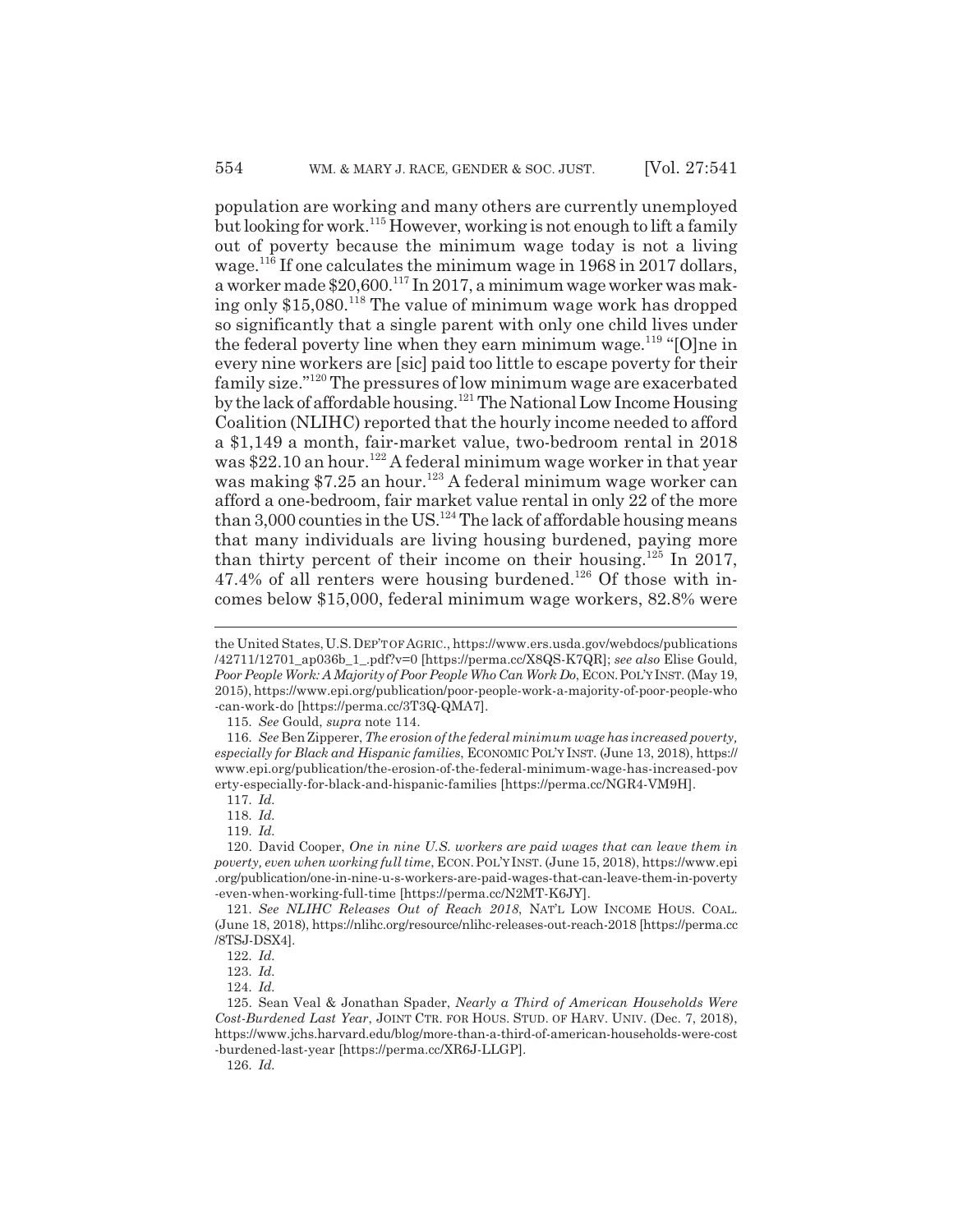population are working and many others are currently unemployed but looking for work.[115] However, working is not enough to lift a family out of poverty because the minimum wage today is not a living wage.[116] If one calculates the minimum wage in 1968 in 2017 dollars, a worker made $20,600.[117] In 2017, a minimum wage worker was making only $15,080.[118] The value of minimum wage work has dropped so significantly that a single parent with only one child lives under the federal poverty line when they earn minimum wage.[119] "[O]ne in every nine workers are [sic] paid too little to escape poverty for their family size."[120] The pressures of low minimum wage are exacerbated by the lack of affordable housing.[121] The National Low Income Housing Coalition (NLIHC) reported that the hourly income needed to afford a $1,149 a month, fair-market value, two-bedroom rental in 2018 was $22.10 an hour.[122] A federal minimum wage worker in that year was making $7.25 an hour.[123] A federal minimum wage worker can afford a one-bedroom, fair market value rental in only 22 of the more than 3,000 counties in the US.[124] The lack of affordable housing means that many individuals are living housing burdened, paying more than thirty percent of their income on their housing.[125] In 2017, 47.4% of all renters were housing burdened.[126] Of those with incomes below $15,000, federal minimum wage workers, 82.8% were

---

the United States, U.S. DEP'T OF AGRIC., https://www.ers.usda.gov/webdocs/publications/42711/12701_ap036b_1_.pdf?v=0 [https://perma.cc/X8QS-K7QR]; *see also* Elise Gould, *Poor People Work: A Majority of Poor People Who Can Work Do*, ECON. POL'Y INST. (May 19, 2015), https://www.epi.org/publication/poor-people-work-a-majority-of-poor-people-who-can-work-do [https://perma.cc/3T3Q-QMA7].

115. *See* Gould, *supra* note 114.

116. *See* Ben Zipperer, *The erosion of the federal minimum wage has increased poverty, especially for Black and Hispanic families*, ECONOMIC POL'Y INST. (June 13, 2018), https://www.epi.org/publication/the-erosion-of-the-federal-minimum-wage-has-increased-poverty-especially-for-black-and-hispanic-families [https://perma.cc/NGR4-VM9H].

117. *Id.*

118. *Id.*

119. *Id.*

120. David Cooper, *One in nine U.S. workers are paid wages that can leave them in poverty, even when working full time*, ECON. POL'Y INST. (June 15, 2018), https://www.epi.org/publication/one-in-nine-u-s-workers-are-paid-wages-that-can-leave-them-in-poverty-even-when-working-full-time [https://perma.cc/N2MT-K6JY].

121. *See NLIHC Releases Out of Reach 2018*, NAT'L LOW INCOME HOUS. COAL. (June 18, 2018), https://nlihc.org/resource/nlihc-releases-out-reach-2018 [https://perma.cc/8TSJ-DSX4].

122. *Id.*

123. *Id.*

124. *Id.*

125. Sean Veal & Jonathan Spader, *Nearly a Third of American Households Were Cost-Burdened Last Year*, JOINT CTR. FOR HOUS. STUD. OF HARV. UNIV. (Dec. 7, 2018), https://www.jchs.harvard.edu/blog/more-than-a-third-of-american-households-were-cost-burdened-last-year [https://perma.cc/XR6J-LLGP].

126. *Id.*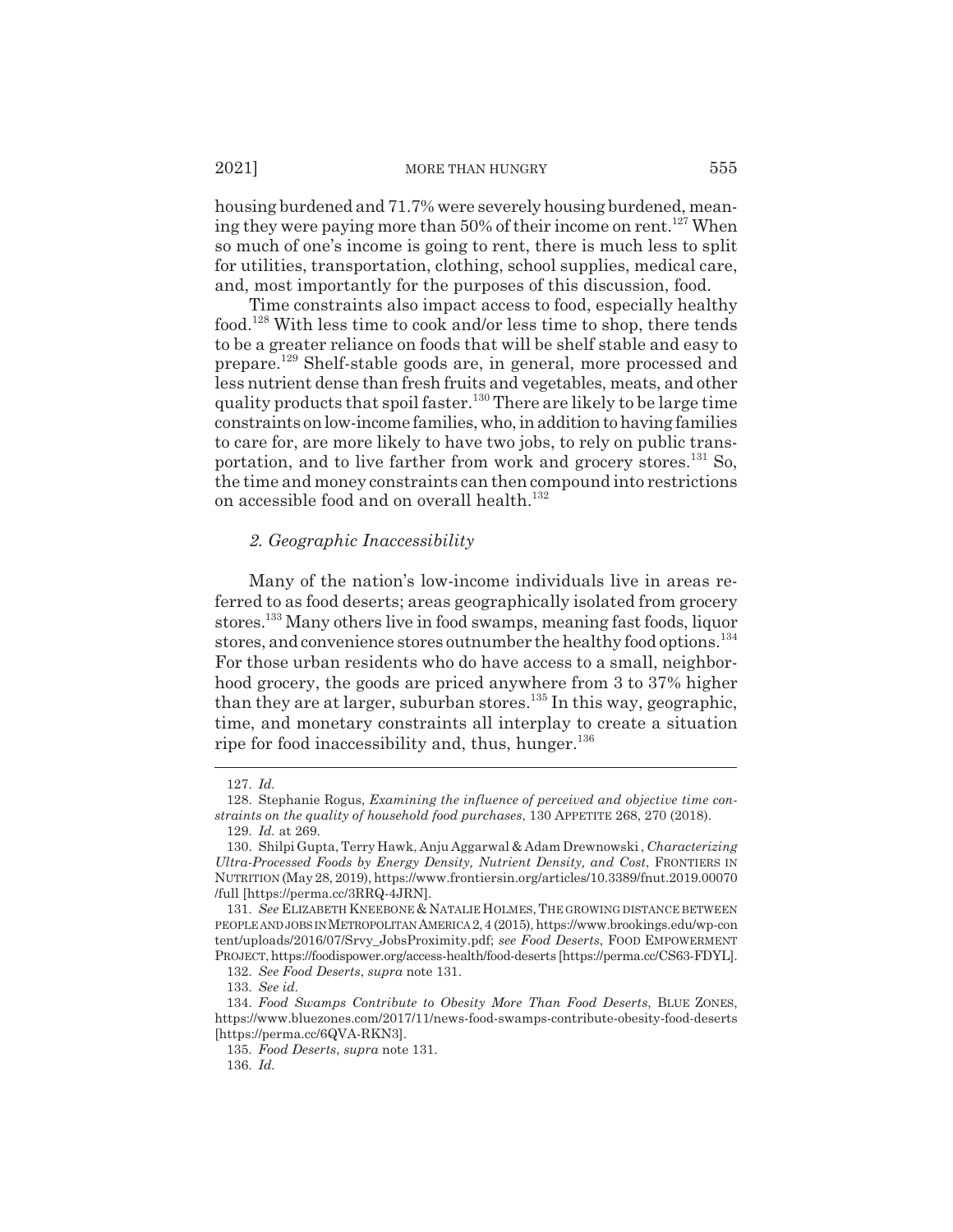housing burdened and 71.7% were severely housing burdened, meaning they were paying more than 50% of their income on rent.[127] When so much of one's income is going to rent, there is much less to split for utilities, transportation, clothing, school supplies, medical care, and, most importantly for the purposes of this discussion, food.

Time constraints also impact access to food, especially healthy food.[128] With less time to cook and/or less time to shop, there tends to be a greater reliance on foods that will be shelf stable and easy to prepare.[129] Shelf-stable goods are, in general, more processed and less nutrient dense than fresh fruits and vegetables, meats, and other quality products that spoil faster.[130] There are likely to be large time constraints on low-income families, who, in addition to having families to care for, are more likely to have two jobs, to rely on public transportation, and to live farther from work and grocery stores.[131] So, the time and money constraints can then compound into restrictions on accessible food and on overall health.[132]

### *2. Geographic Inaccessibility*

Many of the nation's low-income individuals live in areas referred to as food deserts; areas geographically isolated from grocery stores.[133] Many others live in food swamps, meaning fast foods, liquor stores, and convenience stores outnumber the healthy food options.[134] For those urban residents who do have access to a small, neighborhood grocery, the goods are priced anywhere from 3 to 37% higher than they are at larger, suburban stores.[135] In this way, geographic, time, and monetary constraints all interplay to create a situation ripe for food inaccessibility and, thus, hunger.[136]

---

127. *Id.*

128. Stephanie Rogus, *Examining the influence of perceived and objective time constraints on the quality of household food purchases*, 130 APPETITE 268, 270 (2018).

129. *Id.* at 269.

130. Shilpi Gupta, Terry Hawk, Anju Aggarwal & Adam Drewnowski , *Characterizing Ultra-Processed Foods by Energy Density, Nutrient Density, and Cost*, FRONTIERS IN NUTRITION (May 28, 2019), https://www.frontiersin.org/articles/10.3389/fnut.2019.00070/full [https://perma.cc/3RRQ-4JRN].

131. *See* ELIZABETH KNEEBONE & NATALIE HOLMES, THE GROWING DISTANCE BETWEEN PEOPLE AND JOBS IN METROPOLITAN AMERICA 2, 4 (2015), https://www.brookings.edu/wp-content/uploads/2016/07/Srvy_JobsProximity.pdf; *see Food Deserts*, FOOD EMPOWERMENT PROJECT, https://foodispower.org/access-health/food-deserts [https://perma.cc/CS63-FDYL].

132. *See Food Deserts*, *supra* note 131.

133. *See id.*

134. *Food Swamps Contribute to Obesity More Than Food Deserts*, BLUE ZONES, https://www.bluezones.com/2017/11/news-food-swamps-contribute-obesity-food-deserts [https://perma.cc/6QVA-RKN3].

135. *Food Deserts*, *supra* note 131.

136. *Id.*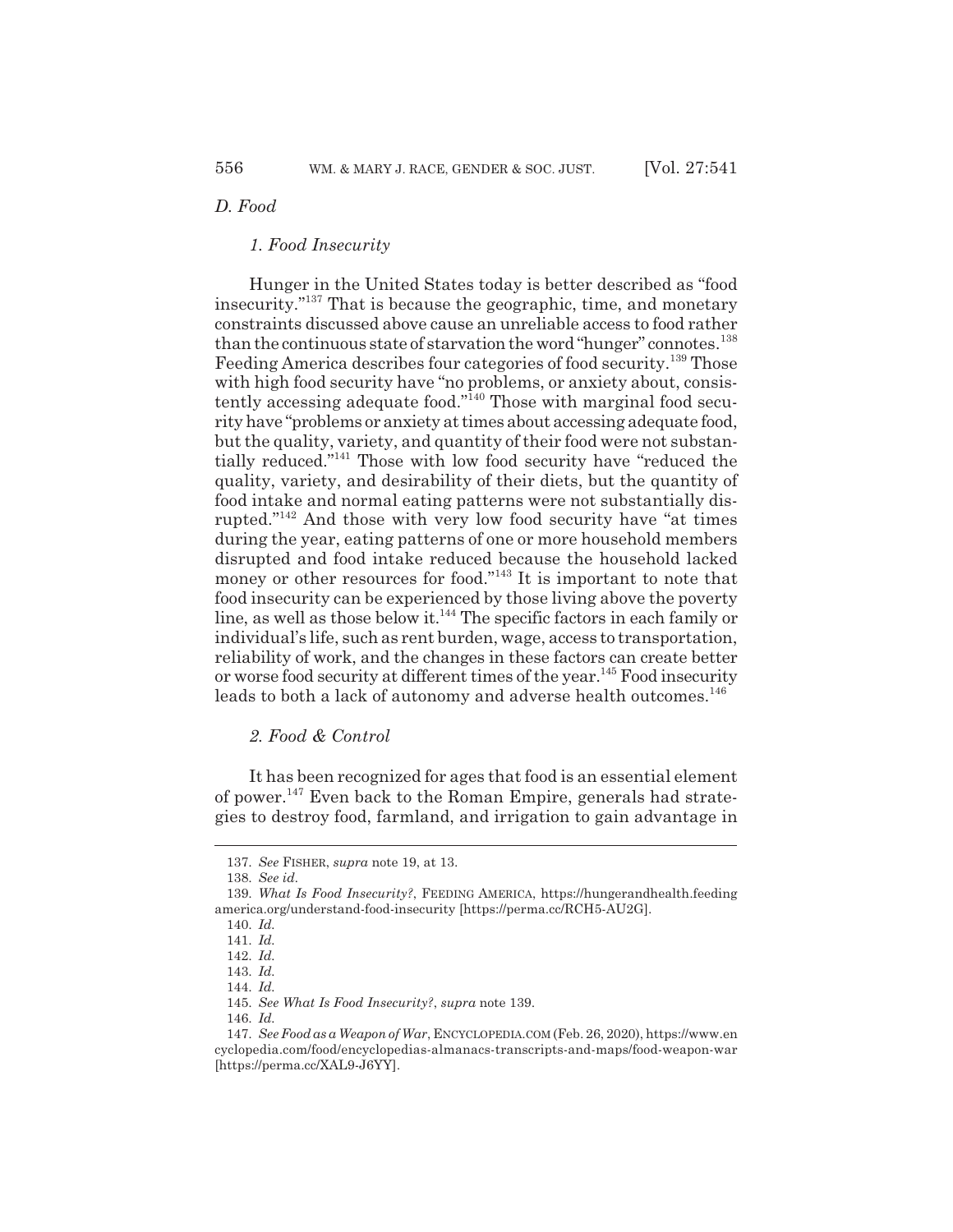*D. Food*

*1. Food Insecurity*

Hunger in the United States today is better described as "food insecurity."[137] That is because the geographic, time, and monetary constraints discussed above cause an unreliable access to food rather than the continuous state of starvation the word "hunger" connotes.[138] Feeding America describes four categories of food security.[139] Those with high food security have "no problems, or anxiety about, consistently accessing adequate food."[140] Those with marginal food security have "problems or anxiety at times about accessing adequate food, but the quality, variety, and quantity of their food were not substantially reduced."[141] Those with low food security have "reduced the quality, variety, and desirability of their diets, but the quantity of food intake and normal eating patterns were not substantially disrupted."[142] And those with very low food security have "at times during the year, eating patterns of one or more household members disrupted and food intake reduced because the household lacked money or other resources for food."[143] It is important to note that food insecurity can be experienced by those living above the poverty line, as well as those below it.[144] The specific factors in each family or individual's life, such as rent burden, wage, access to transportation, reliability of work, and the changes in these factors can create better or worse food security at different times of the year.[145] Food insecurity leads to both a lack of autonomy and adverse health outcomes.[146]

*2. Food & Control*

It has been recognized for ages that food is an essential element of power.[147] Even back to the Roman Empire, generals had strategies to destroy food, farmland, and irrigation to gain advantage in

137. *See* FISHER, *supra* note 19, at 13.

138. *See id.*

139. *What Is Food Insecurity?*, FEEDING AMERICA, https://hungerandhealth.feedingamerica.org/understand-food-insecurity [https://perma.cc/RCH5-AU2G].

140. *Id.*

141. *Id.*

142. *Id.*

143. *Id.*

144. *Id.*

145. *See What Is Food Insecurity?*, *supra* note 139.

146. *Id.*

147. *See Food as a Weapon of War*, ENCYCLOPEDIA.COM (Feb. 26, 2020), https://www.encyclopedia.com/food/encyclopedias-almanacs-transcripts-and-maps/food-weapon-war [https://perma.cc/XAL9-J6YY].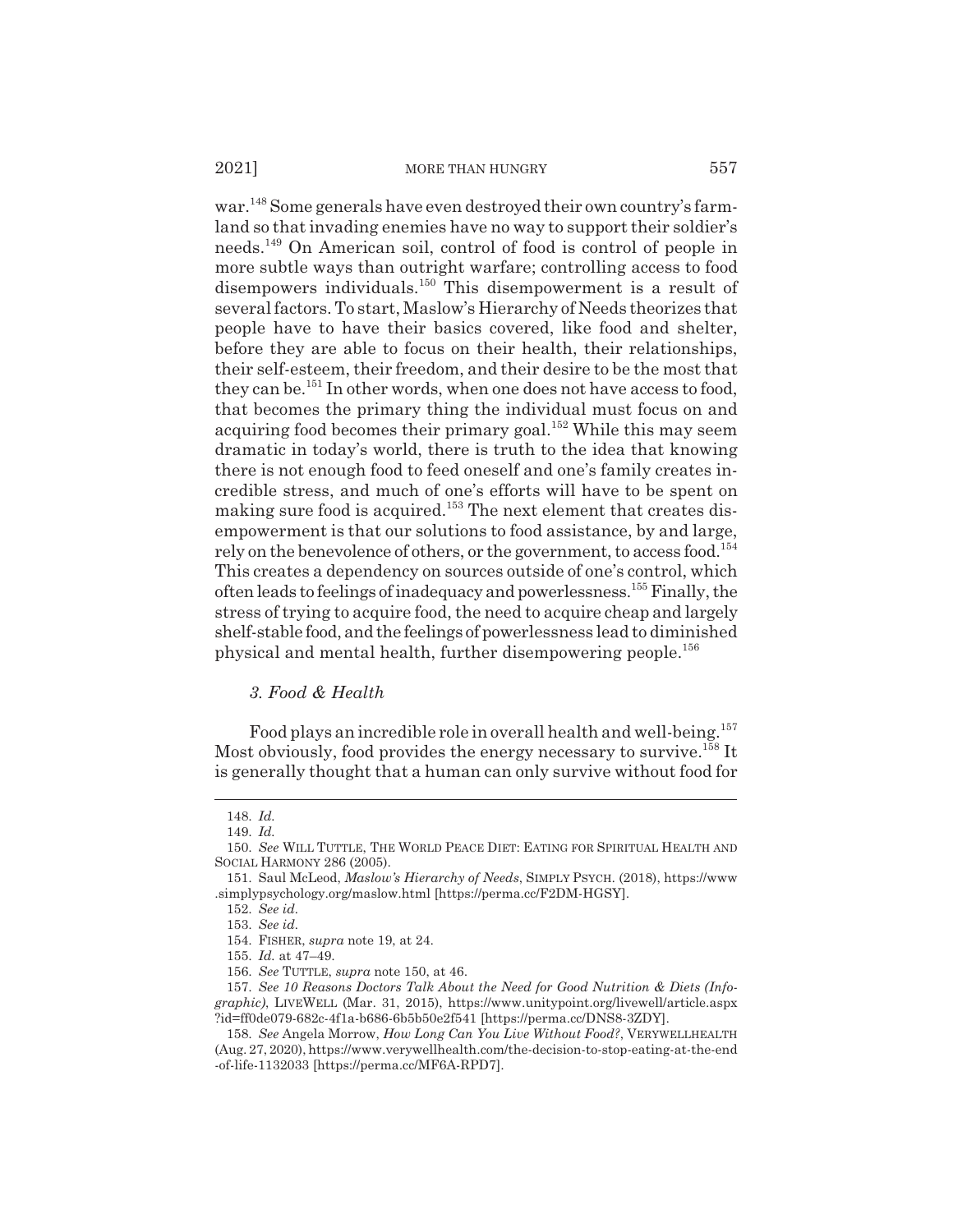war.[148] Some generals have even destroyed their own country's farmland so that invading enemies have no way to support their soldier's needs.[149] On American soil, control of food is control of people in more subtle ways than outright warfare; controlling access to food disempowers individuals.[150] This disempowerment is a result of several factors. To start, Maslow's Hierarchy of Needs theorizes that people have to have their basics covered, like food and shelter, before they are able to focus on their health, their relationships, their self-esteem, their freedom, and their desire to be the most that they can be.[151] In other words, when one does not have access to food, that becomes the primary thing the individual must focus on and acquiring food becomes their primary goal.[152] While this may seem dramatic in today's world, there is truth to the idea that knowing there is not enough food to feed oneself and one's family creates incredible stress, and much of one's efforts will have to be spent on making sure food is acquired.[153] The next element that creates disempowerment is that our solutions to food assistance, by and large, rely on the benevolence of others, or the government, to access food.[154] This creates a dependency on sources outside of one's control, which often leads to feelings of inadequacy and powerlessness.[155] Finally, the stress of trying to acquire food, the need to acquire cheap and largely shelf-stable food, and the feelings of powerlessness lead to diminished physical and mental health, further disempowering people.[156]

### *3. Food & Health*

Food plays an incredible role in overall health and well-being.[157] Most obviously, food provides the energy necessary to survive.[158] It is generally thought that a human can only survive without food for

---

148. *Id.*

149. *Id.*

150. *See* WILL TUTTLE, THE WORLD PEACE DIET: EATING FOR SPIRITUAL HEALTH AND SOCIAL HARMONY 286 (2005).

151. Saul McLeod, *Maslow's Hierarchy of Needs*, SIMPLY PSYCH. (2018), https://www.simplypsychology.org/maslow.html [https://perma.cc/F2DM-HGSY].

152. *See id.*

153. *See id.*

154. FISHER, *supra* note 19, at 24.

155. *Id.* at 47–49.

156. *See* TUTTLE, *supra* note 150, at 46.

157. *See 10 Reasons Doctors Talk About the Need for Good Nutrition & Diets (Infographic)*, LIVEWELL (Mar. 31, 2015), https://www.unitypoint.org/livewell/article.aspx?id=ff0de079-682c-4f1a-b686-6b5b50e2f541 [https://perma.cc/DNS8-3ZDY].

158. *See* Angela Morrow, *How Long Can You Live Without Food?*, VERYWELLHEALTH (Aug. 27, 2020), https://www.verywellhealth.com/the-decision-to-stop-eating-at-the-end-of-life-1132033 [https://perma.cc/MF6A-RPD7].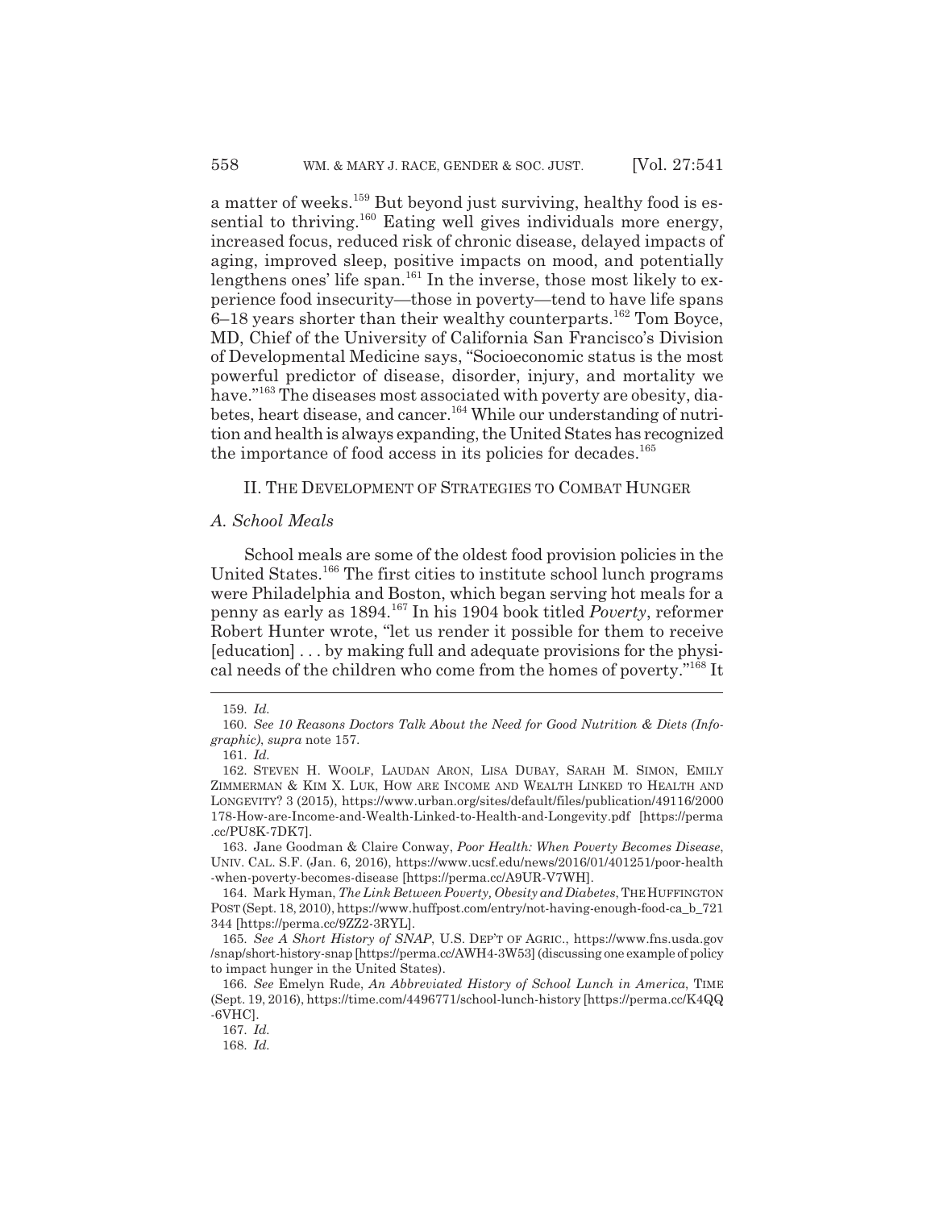a matter of weeks.[159] But beyond just surviving, healthy food is essential to thriving.[160] Eating well gives individuals more energy, increased focus, reduced risk of chronic disease, delayed impacts of aging, improved sleep, positive impacts on mood, and potentially lengthens ones' life span.[161] In the inverse, those most likely to experience food insecurity—those in poverty—tend to have life spans 6–18 years shorter than their wealthy counterparts.[162] Tom Boyce, MD, Chief of the University of California San Francisco's Division of Developmental Medicine says, "Socioeconomic status is the most powerful predictor of disease, disorder, injury, and mortality we have."[163] The diseases most associated with poverty are obesity, diabetes, heart disease, and cancer.[164] While our understanding of nutrition and health is always expanding, the United States has recognized the importance of food access in its policies for decades.[165]

## II. THE DEVELOPMENT OF STRATEGIES TO COMBAT HUNGER

### *A. School Meals*

School meals are some of the oldest food provision policies in the United States.[166] The first cities to institute school lunch programs were Philadelphia and Boston, which began serving hot meals for a penny as early as 1894.[167] In his 1904 book titled *Poverty*, reformer Robert Hunter wrote, "let us render it possible for them to receive [education] . . . by making full and adequate provisions for the physical needs of the children who come from the homes of poverty."[168] It

---

159. *Id.*

160. *See 10 Reasons Doctors Talk About the Need for Good Nutrition & Diets (Infographic)*, *supra* note 157.

161. *Id.*

162. STEVEN H. WOOLF, LAUDAN ARON, LISA DUBAY, SARAH M. SIMON, EMILY ZIMMERMAN & KIM X. LUK, HOW ARE INCOME AND WEALTH LINKED TO HEALTH AND LONGEVITY? 3 (2015), https://www.urban.org/sites/default/files/publication/49116/2000178-How-are-Income-and-Wealth-Linked-to-Health-and-Longevity.pdf [https://perma.cc/PU8K-7DK7].

163. Jane Goodman & Claire Conway, *Poor Health: When Poverty Becomes Disease*, UNIV. CAL. S.F. (Jan. 6, 2016), https://www.ucsf.edu/news/2016/01/401251/poor-health-when-poverty-becomes-disease [https://perma.cc/A9UR-V7WH].

164. Mark Hyman, *The Link Between Poverty, Obesity and Diabetes*, THE HUFFINGTON POST (Sept. 18, 2010), https://www.huffpost.com/entry/not-having-enough-food-ca_b_721344 [https://perma.cc/9ZZ2-3RYL].

165. *See A Short History of SNAP*, U.S. DEP'T OF AGRIC., https://www.fns.usda.gov/snap/short-history-snap [https://perma.cc/AWH4-3W53] (discussing one example of policy to impact hunger in the United States).

166. *See* Emelyn Rude, *An Abbreviated History of School Lunch in America*, TIME (Sept. 19, 2016), https://time.com/4496771/school-lunch-history [https://perma.cc/K4QQ-6VHC].

167. *Id.*

168. *Id.*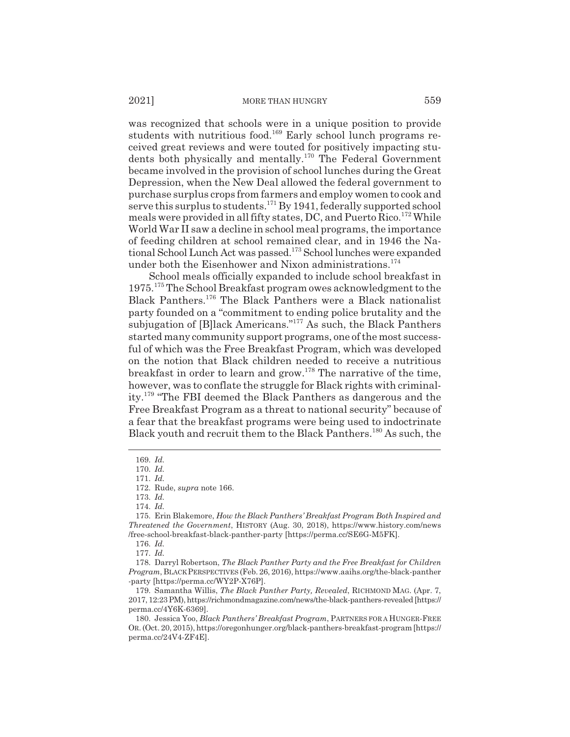was recognized that schools were in a unique position to provide students with nutritious food.[169] Early school lunch programs received great reviews and were touted for positively impacting students both physically and mentally.[170] The Federal Government became involved in the provision of school lunches during the Great Depression, when the New Deal allowed the federal government to purchase surplus crops from farmers and employ women to cook and serve this surplus to students.[171] By 1941, federally supported school meals were provided in all fifty states, DC, and Puerto Rico.[172] While World War II saw a decline in school meal programs, the importance of feeding children at school remained clear, and in 1946 the National School Lunch Act was passed.[173] School lunches were expanded under both the Eisenhower and Nixon administrations.[174]

School meals officially expanded to include school breakfast in 1975.[175] The School Breakfast program owes acknowledgment to the Black Panthers.[176] The Black Panthers were a Black nationalist party founded on a "commitment to ending police brutality and the subjugation of [B]lack Americans."[177] As such, the Black Panthers started many community support programs, one of the most successful of which was the Free Breakfast Program, which was developed on the notion that Black children needed to receive a nutritious breakfast in order to learn and grow.[178] The narrative of the time, however, was to conflate the struggle for Black rights with criminality.[179] "The FBI deemed the Black Panthers as dangerous and the Free Breakfast Program as a threat to national security" because of a fear that the breakfast programs were being used to indoctrinate Black youth and recruit them to the Black Panthers.[180] As such, the

169. *Id.*

170. *Id.*

171. *Id.*

172. Rude, *supra* note 166.

173. *Id.*

174. *Id.*

175. Erin Blakemore, *How the Black Panthers' Breakfast Program Both Inspired and Threatened the Government*, HISTORY (Aug. 30, 2018), https://www.history.com/news/free-school-breakfast-black-panther-party [https://perma.cc/SE6G-M5FK].

176. *Id.*

177. *Id.*

178. Darryl Robertson, *The Black Panther Party and the Free Breakfast for Children Program*, BLACK PERSPECTIVES (Feb. 26, 2016), https://www.aaihs.org/the-black-panther-party [https://perma.cc/WY2P-X76P].

179. Samantha Willis, *The Black Panther Party, Revealed*, RICHMOND MAG. (Apr. 7, 2017, 12:23 PM), https://richmondmagazine.com/news/the-black-panthers-revealed [https://perma.cc/4Y6K-6369].

180. Jessica Yoo, *Black Panthers' Breakfast Program*, PARTNERS FOR A HUNGER-FREE OR. (Oct. 20, 2015), https://oregonhunger.org/black-panthers-breakfast-program [https://perma.cc/24V4-ZF4E].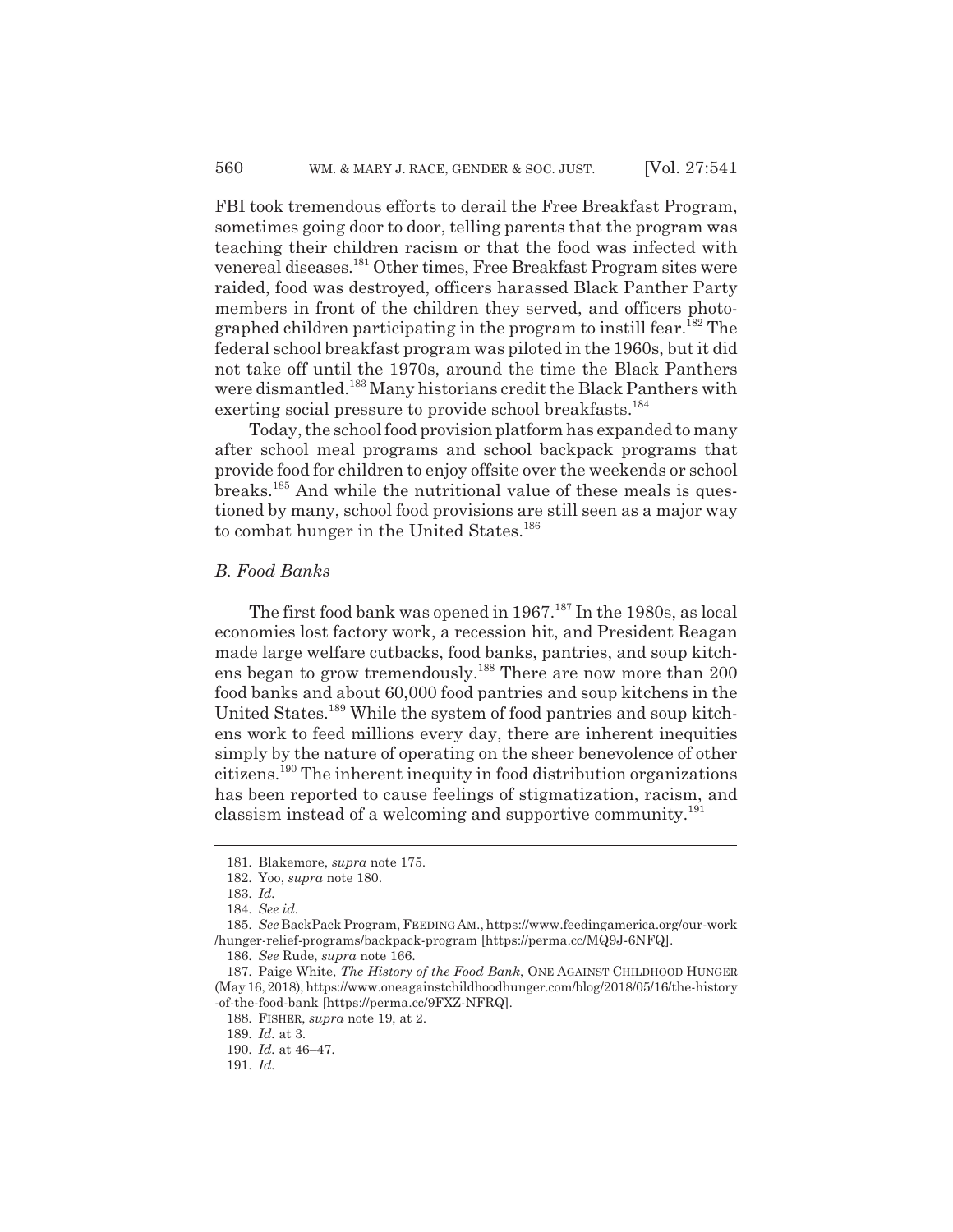FBI took tremendous efforts to derail the Free Breakfast Program, sometimes going door to door, telling parents that the program was teaching their children racism or that the food was infected with venereal diseases.[181] Other times, Free Breakfast Program sites were raided, food was destroyed, officers harassed Black Panther Party members in front of the children they served, and officers photographed children participating in the program to instill fear.[182] The federal school breakfast program was piloted in the 1960s, but it did not take off until the 1970s, around the time the Black Panthers were dismantled.[183] Many historians credit the Black Panthers with exerting social pressure to provide school breakfasts.[184]

Today, the school food provision platform has expanded to many after school meal programs and school backpack programs that provide food for children to enjoy offsite over the weekends or school breaks.[185] And while the nutritional value of these meals is questioned by many, school food provisions are still seen as a major way to combat hunger in the United States.[186]

### *B. Food Banks*

The first food bank was opened in 1967.[187] In the 1980s, as local economies lost factory work, a recession hit, and President Reagan made large welfare cutbacks, food banks, pantries, and soup kitchens began to grow tremendously.[188] There are now more than 200 food banks and about 60,000 food pantries and soup kitchens in the United States.[189] While the system of food pantries and soup kitchens work to feed millions every day, there are inherent inequities simply by the nature of operating on the sheer benevolence of other citizens.[190] The inherent inequity in food distribution organizations has been reported to cause feelings of stigmatization, racism, and classism instead of a welcoming and supportive community.[191]

---

181. Blakemore, *supra* note 175.

182. Yoo, *supra* note 180.

183. *Id.*

184. *See id.*

185. *See* BackPack Program, FEEDING AM., https://www.feedingamerica.org/our-work/hunger-relief-programs/backpack-program [https://perma.cc/MQ9J-6NFQ].

186. *See* Rude, *supra* note 166.

187. Paige White, *The History of the Food Bank*, ONE AGAINST CHILDHOOD HUNGER (May 16, 2018), https://www.oneagainstchildhoodhunger.com/blog/2018/05/16/the-history-of-the-food-bank [https://perma.cc/9FXZ-NFRQ].

188. FISHER, *supra* note 19, at 2.

189. *Id.* at 3.

190. *Id.* at 46–47.

191. *Id.*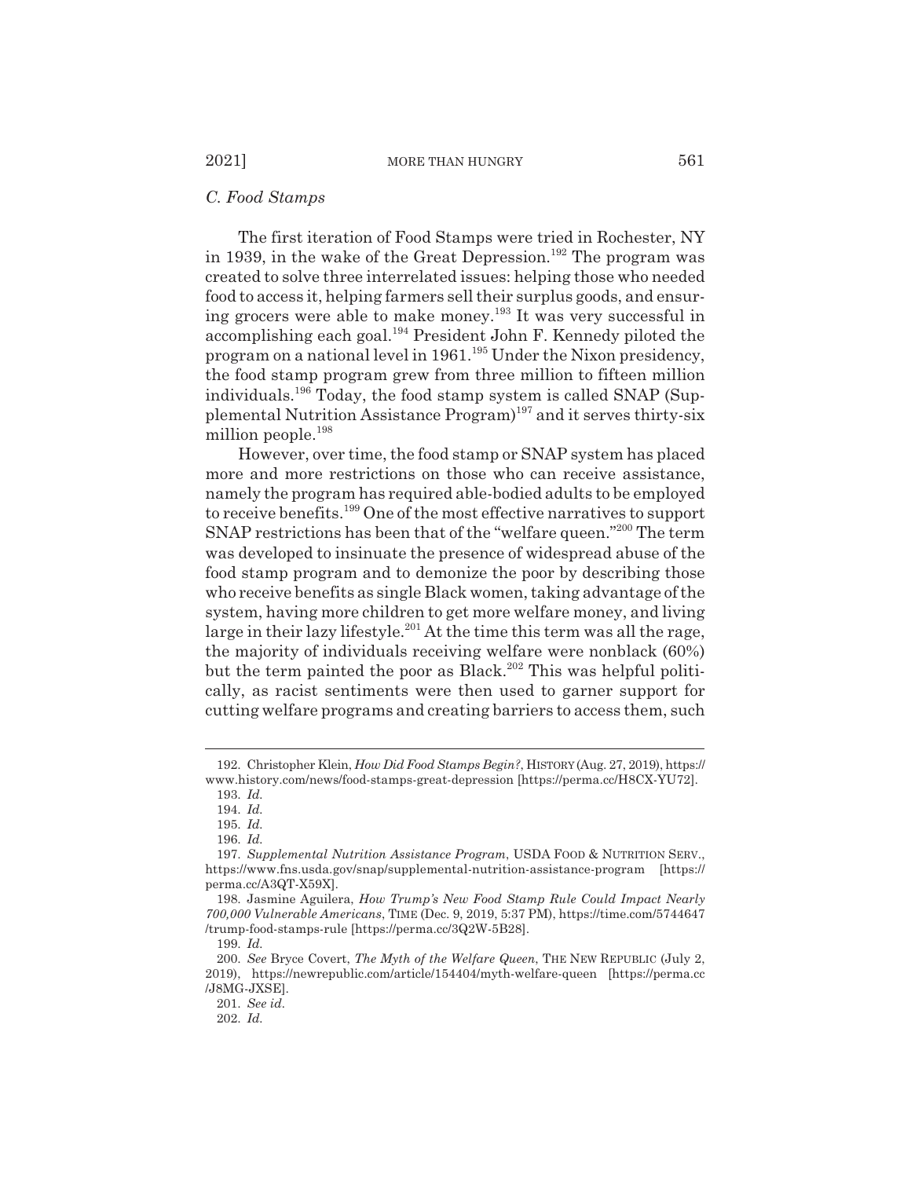### *C. Food Stamps*

The first iteration of Food Stamps were tried in Rochester, NY in 1939, in the wake of the Great Depression.[192] The program was created to solve three interrelated issues: helping those who needed food to access it, helping farmers sell their surplus goods, and ensuring grocers were able to make money.[193] It was very successful in accomplishing each goal.[194] President John F. Kennedy piloted the program on a national level in 1961.[195] Under the Nixon presidency, the food stamp program grew from three million to fifteen million individuals.[196] Today, the food stamp system is called SNAP (Supplemental Nutrition Assistance Program)[197] and it serves thirty-six million people.[198]

However, over time, the food stamp or SNAP system has placed more and more restrictions on those who can receive assistance, namely the program has required able-bodied adults to be employed to receive benefits.[199] One of the most effective narratives to support SNAP restrictions has been that of the "welfare queen."[200] The term was developed to insinuate the presence of widespread abuse of the food stamp program and to demonize the poor by describing those who receive benefits as single Black women, taking advantage of the system, having more children to get more welfare money, and living large in their lazy lifestyle.[201] At the time this term was all the rage, the majority of individuals receiving welfare were nonblack (60%) but the term painted the poor as Black.[202] This was helpful politically, as racist sentiments were then used to garner support for cutting welfare programs and creating barriers to access them, such

---

192. Christopher Klein, *How Did Food Stamps Begin?*, HISTORY (Aug. 27, 2019), https://www.history.com/news/food-stamps-great-depression [https://perma.cc/H8CX-YU72].

193. *Id.*

194. *Id.*

195. *Id.*

196. *Id.*

197. *Supplemental Nutrition Assistance Program*, USDA FOOD & NUTRITION SERV., https://www.fns.usda.gov/snap/supplemental-nutrition-assistance-program [https://perma.cc/A3QT-X59X].

198. Jasmine Aguilera, *How Trump's New Food Stamp Rule Could Impact Nearly 700,000 Vulnerable Americans*, TIME (Dec. 9, 2019, 5:37 PM), https://time.com/5744647/trump-food-stamps-rule [https://perma.cc/3Q2W-5B28].

199. *Id.*

200. *See* Bryce Covert, *The Myth of the Welfare Queen*, THE NEW REPUBLIC (July 2, 2019), https://newrepublic.com/article/154404/myth-welfare-queen [https://perma.cc/J8MG-JXSE].

201. *See id.*

202. *Id.*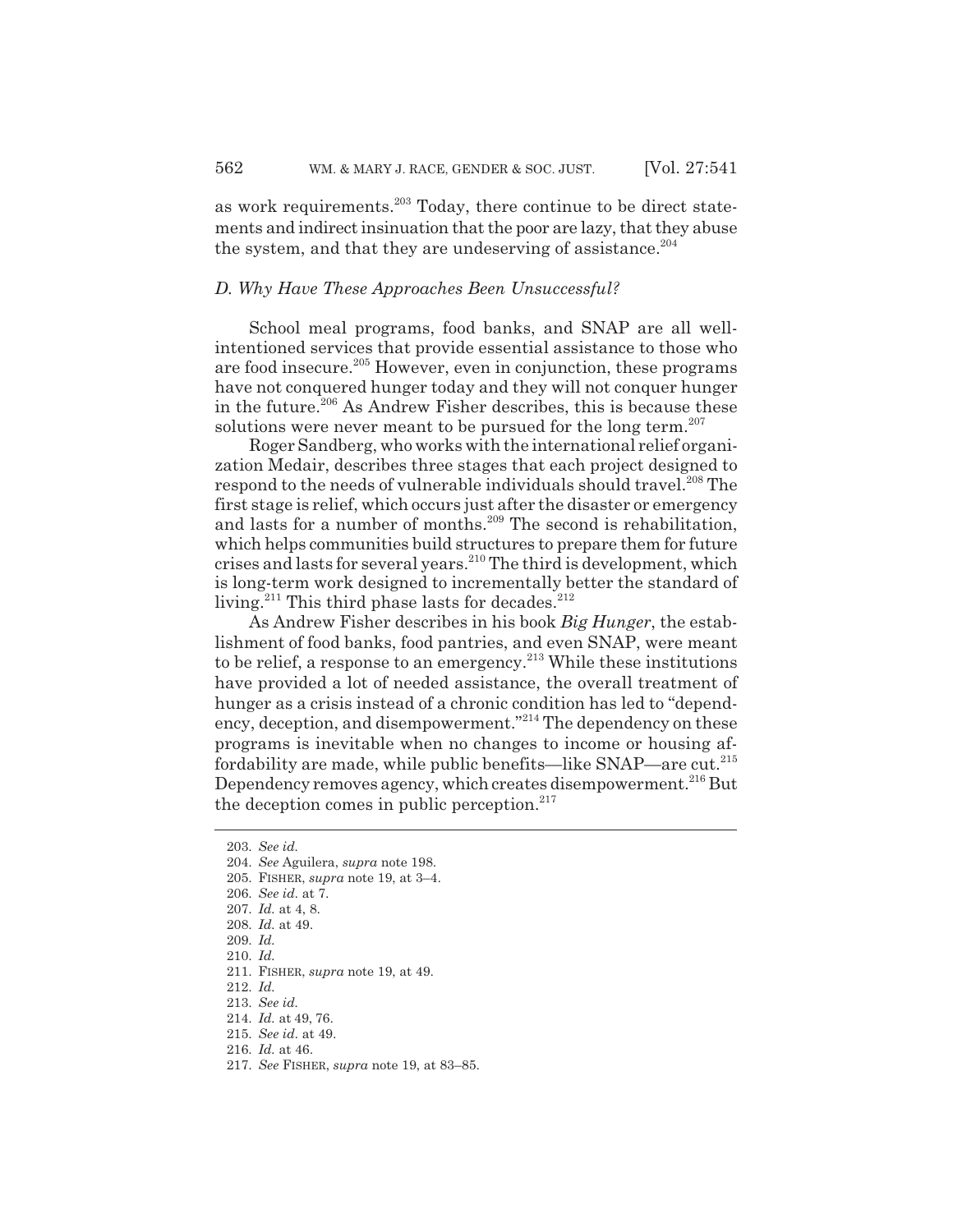as work requirements.[203] Today, there continue to be direct statements and indirect insinuation that the poor are lazy, that they abuse the system, and that they are undeserving of assistance.[204]

### *D. Why Have These Approaches Been Unsuccessful?*

School meal programs, food banks, and SNAP are all well-intentioned services that provide essential assistance to those who are food insecure.[205] However, even in conjunction, these programs have not conquered hunger today and they will not conquer hunger in the future.[206] As Andrew Fisher describes, this is because these solutions were never meant to be pursued for the long term.[207]

Roger Sandberg, who works with the international relief organization Medair, describes three stages that each project designed to respond to the needs of vulnerable individuals should travel.[208] The first stage is relief, which occurs just after the disaster or emergency and lasts for a number of months.[209] The second is rehabilitation, which helps communities build structures to prepare them for future crises and lasts for several years.[210] The third is development, which is long-term work designed to incrementally better the standard of living.[211] This third phase lasts for decades.[212]

As Andrew Fisher describes in his book *Big Hunger*, the establishment of food banks, food pantries, and even SNAP, were meant to be relief, a response to an emergency.[213] While these institutions have provided a lot of needed assistance, the overall treatment of hunger as a crisis instead of a chronic condition has led to "dependency, deception, and disempowerment."[214] The dependency on these programs is inevitable when no changes to income or housing affordability are made, while public benefits—like SNAP—are cut.[215] Dependency removes agency, which creates disempowerment.[216] But the deception comes in public perception.[217]

---

203. *See id.*
204. *See* Aguilera, *supra* note 198.
205. FISHER, *supra* note 19, at 3–4.
206. *See id.* at 7.
207. *Id.* at 4, 8.
208. *Id.* at 49.
209. *Id.*
210. *Id.*
211. FISHER, *supra* note 19, at 49.
212. *Id.*
213. *See id.*
214. *Id.* at 49, 76.
215. *See id.* at 49.
216. *Id.* at 46.
217. *See* FISHER, *supra* note 19, at 83–85.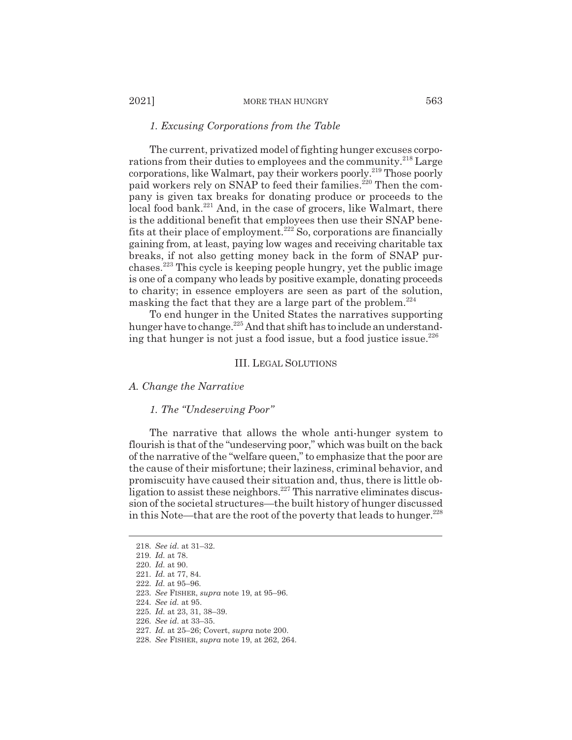### *1. Excusing Corporations from the Table*

The current, privatized model of fighting hunger excuses corporations from their duties to employees and the community.[218] Large corporations, like Walmart, pay their workers poorly.[219] Those poorly paid workers rely on SNAP to feed their families.[220] Then the company is given tax breaks for donating produce or proceeds to the local food bank.[221] And, in the case of grocers, like Walmart, there is the additional benefit that employees then use their SNAP benefits at their place of employment.[222] So, corporations are financially gaining from, at least, paying low wages and receiving charitable tax breaks, if not also getting money back in the form of SNAP purchases.[223] This cycle is keeping people hungry, yet the public image is one of a company who leads by positive example, donating proceeds to charity; in essence employers are seen as part of the solution, masking the fact that they are a large part of the problem.[224]

To end hunger in the United States the narratives supporting hunger have to change.[225] And that shift has to include an understanding that hunger is not just a food issue, but a food justice issue.[226]

## III. LEGAL SOLUTIONS

### *A. Change the Narrative*

#### *1. The "Undeserving Poor"*

The narrative that allows the whole anti-hunger system to flourish is that of the "undeserving poor," which was built on the back of the narrative of the "welfare queen," to emphasize that the poor are the cause of their misfortune; their laziness, criminal behavior, and promiscuity have caused their situation and, thus, there is little obligation to assist these neighbors.[227] This narrative eliminates discussion of the societal structures—the built history of hunger discussed in this Note—that are the root of the poverty that leads to hunger.[228]

---

218. *See id.* at 31–32.
219. *Id.* at 78.
220. *Id.* at 90.
221. *Id.* at 77, 84.
222. *Id.* at 95–96.
223. *See* FISHER, *supra* note 19, at 95–96.
224. *See id.* at 95.
225. *Id.* at 23, 31, 38–39.
226. *See id.* at 33–35.
227. *Id.* at 25–26; Covert, *supra* note 200.
228. *See* FISHER, *supra* note 19, at 262, 264.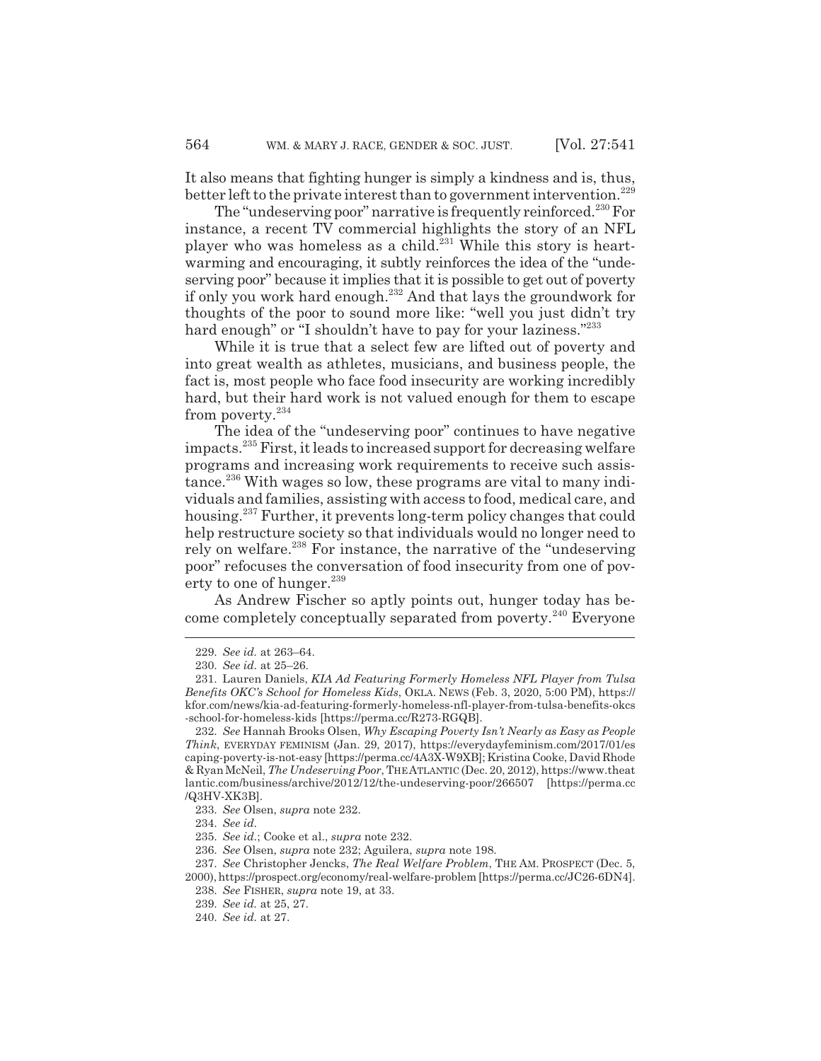It also means that fighting hunger is simply a kindness and is, thus, better left to the private interest than to government intervention.[229]

The "undeserving poor" narrative is frequently reinforced.[230] For instance, a recent TV commercial highlights the story of an NFL player who was homeless as a child.[231] While this story is heartwarming and encouraging, it subtly reinforces the idea of the "undeserving poor" because it implies that it is possible to get out of poverty if only you work hard enough.[232] And that lays the groundwork for thoughts of the poor to sound more like: "well you just didn't try hard enough" or "I shouldn't have to pay for your laziness."[233]

While it is true that a select few are lifted out of poverty and into great wealth as athletes, musicians, and business people, the fact is, most people who face food insecurity are working incredibly hard, but their hard work is not valued enough for them to escape from poverty.[234]

The idea of the "undeserving poor" continues to have negative impacts.[235] First, it leads to increased support for decreasing welfare programs and increasing work requirements to receive such assistance.[236] With wages so low, these programs are vital to many individuals and families, assisting with access to food, medical care, and housing.[237] Further, it prevents long-term policy changes that could help restructure society so that individuals would no longer need to rely on welfare.[238] For instance, the narrative of the "undeserving poor" refocuses the conversation of food insecurity from one of poverty to one of hunger.[239]

As Andrew Fischer so aptly points out, hunger today has become completely conceptually separated from poverty.[240] Everyone

---

229. *See id.* at 263–64.

230. *See id.* at 25–26.

231. Lauren Daniels, *KIA Ad Featuring Formerly Homeless NFL Player from Tulsa Benefits OKC's School for Homeless Kids*, OKLA. NEWS (Feb. 3, 2020, 5:00 PM), https://kfor.com/news/kia-ad-featuring-formerly-homeless-nfl-player-from-tulsa-benefits-okcs-school-for-homeless-kids [https://perma.cc/R273-RGQB].

232. *See* Hannah Brooks Olsen, *Why Escaping Poverty Isn't Nearly as Easy as People Think*, EVERYDAY FEMINISM (Jan. 29, 2017), https://everydayfeminism.com/2017/01/escaping-poverty-is-not-easy [https://perma.cc/4A3X-W9XB]; Kristina Cooke, David Rhode & Ryan McNeil, *The Undeserving Poor*, THE ATLANTIC (Dec. 20, 2012), https://www.theatlantic.com/business/archive/2012/12/the-undeserving-poor/266507 [https://perma.cc/Q3HV-XK3B].

233. *See* Olsen, *supra* note 232.

234. *See id.*

235. *See id.*; Cooke et al., *supra* note 232.

236. *See* Olsen, *supra* note 232; Aguilera, *supra* note 198.

237. *See* Christopher Jencks, *The Real Welfare Problem*, THE AM. PROSPECT (Dec. 5, 2000), https://prospect.org/economy/real-welfare-problem [https://perma.cc/JC26-6DN4].

238. *See* FISHER, *supra* note 19, at 33.

239. *See id.* at 25, 27.

240. *See id.* at 27.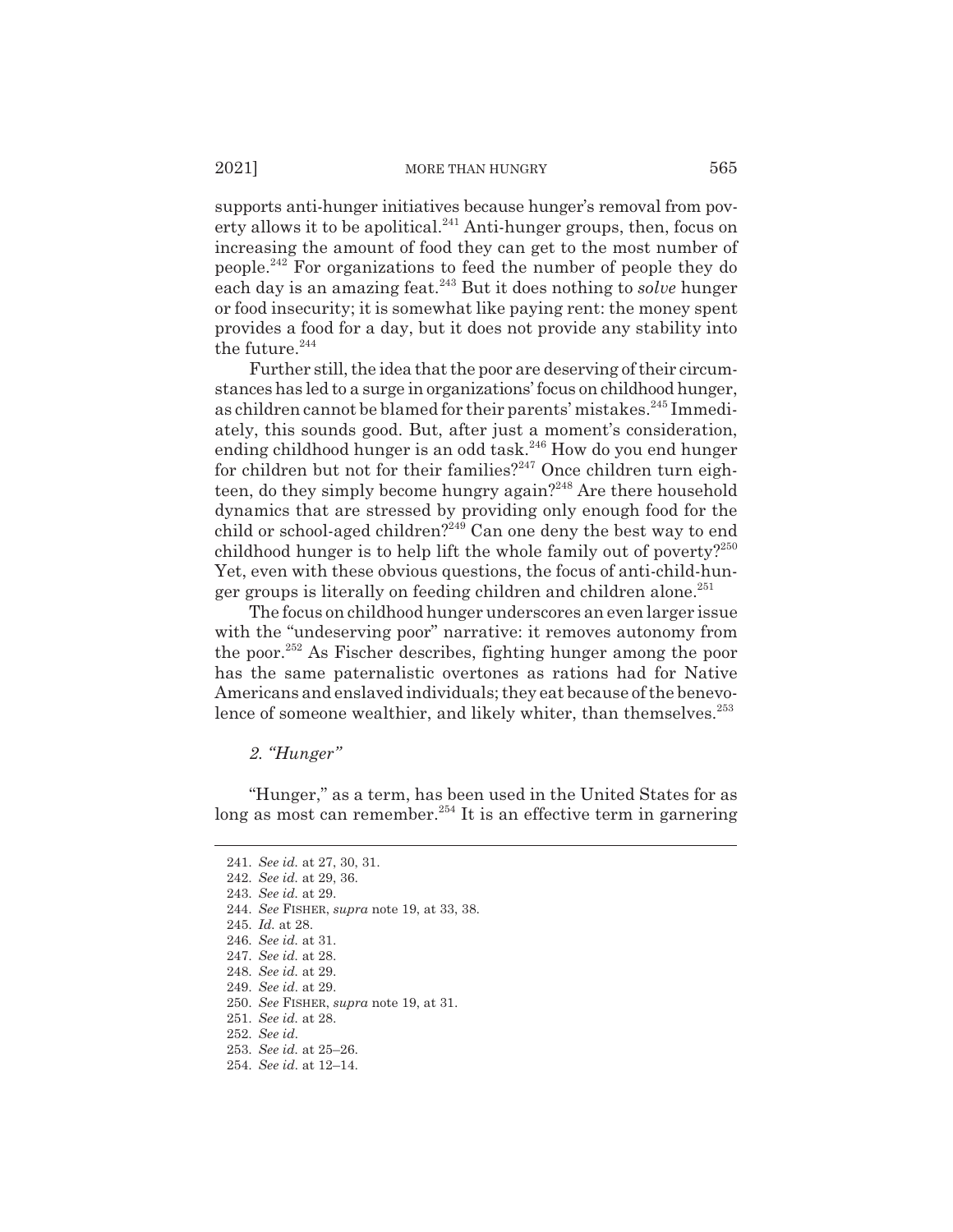supports anti-hunger initiatives because hunger's removal from poverty allows it to be apolitical.[241] Anti-hunger groups, then, focus on increasing the amount of food they can get to the most number of people.[242] For organizations to feed the number of people they do each day is an amazing feat.[243] But it does nothing to *solve* hunger or food insecurity; it is somewhat like paying rent: the money spent provides a food for a day, but it does not provide any stability into the future.[244]

Further still, the idea that the poor are deserving of their circumstances has led to a surge in organizations' focus on childhood hunger, as children cannot be blamed for their parents' mistakes.[245] Immediately, this sounds good. But, after just a moment's consideration, ending childhood hunger is an odd task.[246] How do you end hunger for children but not for their families?[247] Once children turn eighteen, do they simply become hungry again?[248] Are there household dynamics that are stressed by providing only enough food for the child or school-aged children?[249] Can one deny the best way to end childhood hunger is to help lift the whole family out of poverty?[250] Yet, even with these obvious questions, the focus of anti-child-hunger groups is literally on feeding children and children alone.[251]

The focus on childhood hunger underscores an even larger issue with the "undeserving poor" narrative: it removes autonomy from the poor.[252] As Fischer describes, fighting hunger among the poor has the same paternalistic overtones as rations had for Native Americans and enslaved individuals; they eat because of the benevolence of someone wealthier, and likely whiter, than themselves.[253]

### *2. "Hunger"*

"Hunger," as a term, has been used in the United States for as long as most can remember.[254] It is an effective term in garnering

---

241. *See id.* at 27, 30, 31.
242. *See id.* at 29, 36.
243. *See id.* at 29.
244. *See* FISHER, *supra* note 19, at 33, 38.
245. *Id.* at 28.
246. *See id.* at 31.
247. *See id.* at 28.
248. *See id.* at 29.
249. *See id.* at 29.
250. *See* FISHER, *supra* note 19, at 31.
251. *See id.* at 28.
252. *See id.*
253. *See id.* at 25–26.
254. *See id.* at 12–14.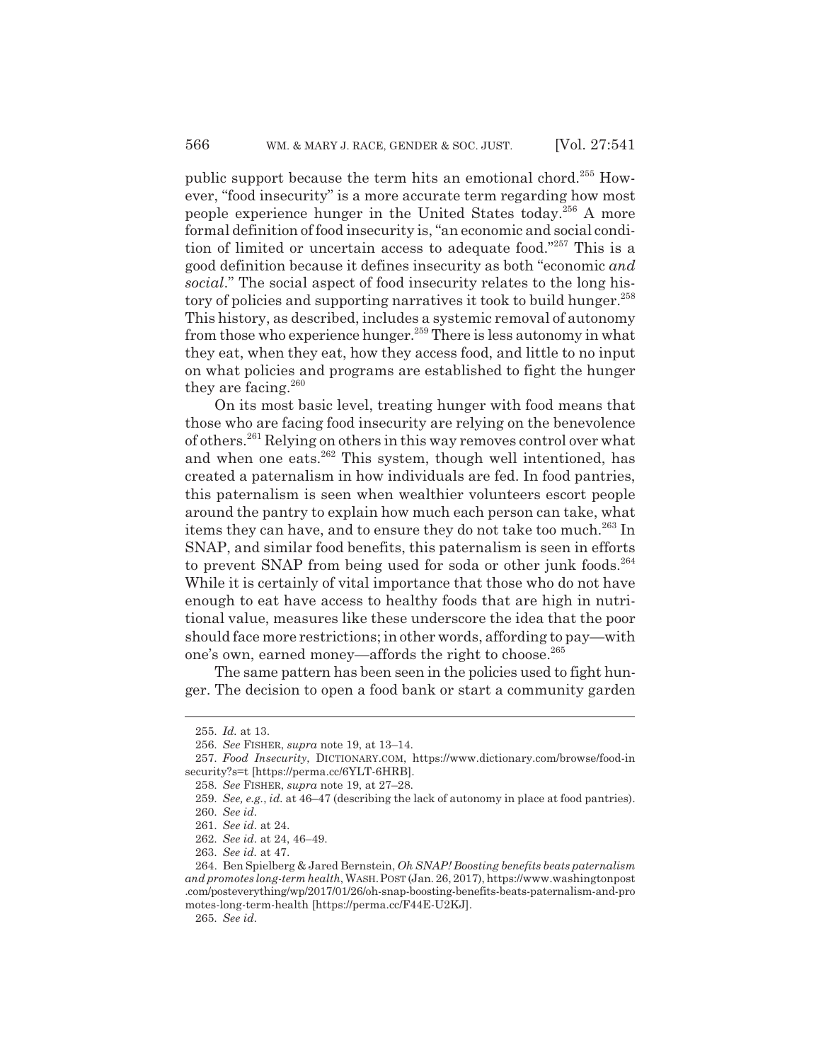public support because the term hits an emotional chord.[255] However, "food insecurity" is a more accurate term regarding how most people experience hunger in the United States today.[256] A more formal definition of food insecurity is, "an economic and social condition of limited or uncertain access to adequate food."[257] This is a good definition because it defines insecurity as both "economic *and social*." The social aspect of food insecurity relates to the long history of policies and supporting narratives it took to build hunger.[258] This history, as described, includes a systemic removal of autonomy from those who experience hunger.[259] There is less autonomy in what they eat, when they eat, how they access food, and little to no input on what policies and programs are established to fight the hunger they are facing.[260]

On its most basic level, treating hunger with food means that those who are facing food insecurity are relying on the benevolence of others.[261] Relying on others in this way removes control over what and when one eats.[262] This system, though well intentioned, has created a paternalism in how individuals are fed. In food pantries, this paternalism is seen when wealthier volunteers escort people around the pantry to explain how much each person can take, what items they can have, and to ensure they do not take too much.[263] In SNAP, and similar food benefits, this paternalism is seen in efforts to prevent SNAP from being used for soda or other junk foods.[264] While it is certainly of vital importance that those who do not have enough to eat have access to healthy foods that are high in nutritional value, measures like these underscore the idea that the poor should face more restrictions; in other words, affording to pay—with one's own, earned money—affords the right to choose.[265]

The same pattern has been seen in the policies used to fight hunger. The decision to open a food bank or start a community garden

---

255. *Id.* at 13.

256. *See* FISHER, *supra* note 19, at 13–14.

257. *Food Insecurity*, DICTIONARY.COM, https://www.dictionary.com/browse/food-insecurity?s=t [https://perma.cc/6YLT-6HRB].

258. *See* FISHER, *supra* note 19, at 27–28.

259. *See, e.g.*, *id.* at 46–47 (describing the lack of autonomy in place at food pantries).

260. *See id.*

261. *See id.* at 24.

262. *See id.* at 24, 46–49.

263. *See id.* at 47.

264. Ben Spielberg & Jared Bernstein, *Oh SNAP! Boosting benefits beats paternalism and promotes long-term health*, WASH. POST (Jan. 26, 2017), https://www.washingtonpost.com/posteverything/wp/2017/01/26/oh-snap-boosting-benefits-beats-paternalism-and-promotes-long-term-health [https://perma.cc/F44E-U2KJ].

265. *See id.*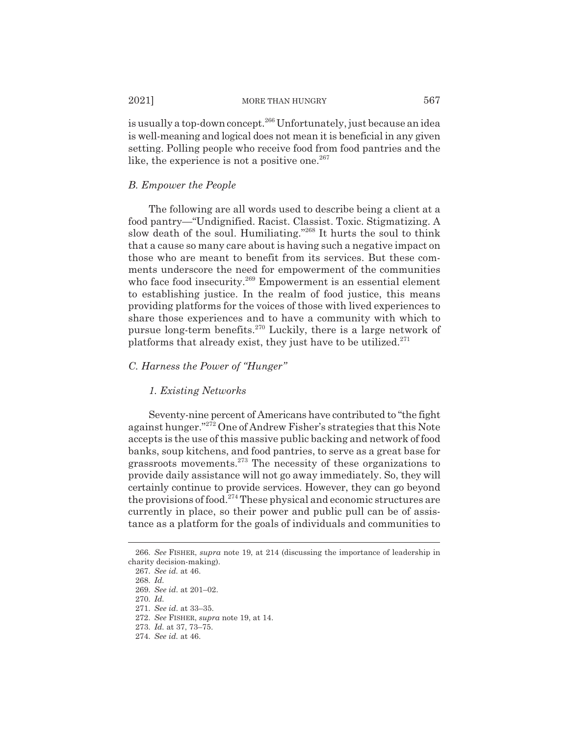is usually a top-down concept.[266] Unfortunately, just because an idea is well-meaning and logical does not mean it is beneficial in any given setting. Polling people who receive food from food pantries and the like, the experience is not a positive one.[267]

### *B. Empower the People*

The following are all words used to describe being a client at a food pantry—"Undignified. Racist. Classist. Toxic. Stigmatizing. A slow death of the soul. Humiliating."[268] It hurts the soul to think that a cause so many care about is having such a negative impact on those who are meant to benefit from its services. But these comments underscore the need for empowerment of the communities who face food insecurity.[269] Empowerment is an essential element to establishing justice. In the realm of food justice, this means providing platforms for the voices of those with lived experiences to share those experiences and to have a community with which to pursue long-term benefits.[270] Luckily, there is a large network of platforms that already exist, they just have to be utilized.[271]

### *C. Harness the Power of "Hunger"*

#### *1. Existing Networks*

Seventy-nine percent of Americans have contributed to "the fight against hunger."[272] One of Andrew Fisher's strategies that this Note accepts is the use of this massive public backing and network of food banks, soup kitchens, and food pantries, to serve as a great base for grassroots movements.[273] The necessity of these organizations to provide daily assistance will not go away immediately. So, they will certainly continue to provide services. However, they can go beyond the provisions of food.[274] These physical and economic structures are currently in place, so their power and public pull can be of assistance as a platform for the goals of individuals and communities to

---

266. *See* FISHER, *supra* note 19, at 214 (discussing the importance of leadership in charity decision-making).

267. *See id.* at 46.

268. *Id.*

269. *See id.* at 201–02.

270. *Id.*

271. *See id.* at 33–35.

272. *See* FISHER, *supra* note 19, at 14.

273. *Id.* at 37, 73–75.

274. *See id.* at 46.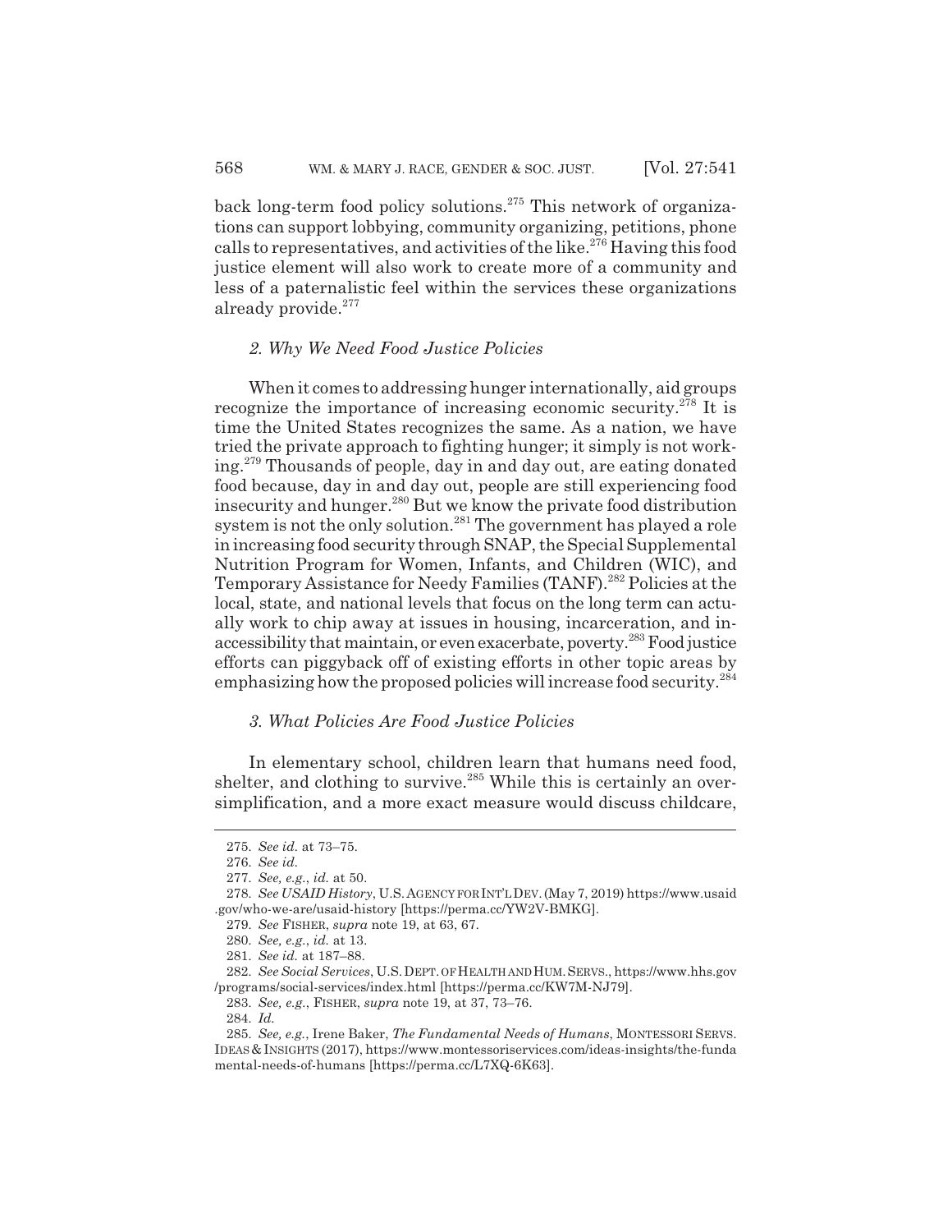back long-term food policy solutions.[275] This network of organizations can support lobbying, community organizing, petitions, phone calls to representatives, and activities of the like.[276] Having this food justice element will also work to create more of a community and less of a paternalistic feel within the services these organizations already provide.[277]

### *2. Why We Need Food Justice Policies*

When it comes to addressing hunger internationally, aid groups recognize the importance of increasing economic security.[278] It is time the United States recognizes the same. As a nation, we have tried the private approach to fighting hunger; it simply is not working.[279] Thousands of people, day in and day out, are eating donated food because, day in and day out, people are still experiencing food insecurity and hunger.[280] But we know the private food distribution system is not the only solution.[281] The government has played a role in increasing food security through SNAP, the Special Supplemental Nutrition Program for Women, Infants, and Children (WIC), and Temporary Assistance for Needy Families (TANF).[282] Policies at the local, state, and national levels that focus on the long term can actually work to chip away at issues in housing, incarceration, and inaccessibility that maintain, or even exacerbate, poverty.[283] Food justice efforts can piggyback off of existing efforts in other topic areas by emphasizing how the proposed policies will increase food security.[284]

### *3. What Policies Are Food Justice Policies*

In elementary school, children learn that humans need food, shelter, and clothing to survive.[285] While this is certainly an oversimplification, and a more exact measure would discuss childcare,

---

275. *See id.* at 73–75.

276. *See id.*

277. *See, e.g.*, *id.* at 50.

278. *See USAID History*, U.S. AGENCY FOR INT'L DEV. (May 7, 2019) https://www.usaid.gov/who-we-are/usaid-history [https://perma.cc/YW2V-BMKG].

279. *See* FISHER, *supra* note 19, at 63, 67.

280. *See, e.g.*, *id.* at 13.

281. *See id.* at 187–88.

282. *See Social Services*, U.S. DEPT. OF HEALTH AND HUM. SERVS., https://www.hhs.gov/programs/social-services/index.html [https://perma.cc/KW7M-NJ79].

283. *See, e.g.*, FISHER, *supra* note 19, at 37, 73–76.

284. *Id.*

285. *See, e.g.*, Irene Baker, *The Fundamental Needs of Humans*, MONTESSORI SERVS. IDEAS & INSIGHTS (2017), https://www.montessoriservices.com/ideas-insights/the-fundamental-needs-of-humans [https://perma.cc/L7XQ-6K63].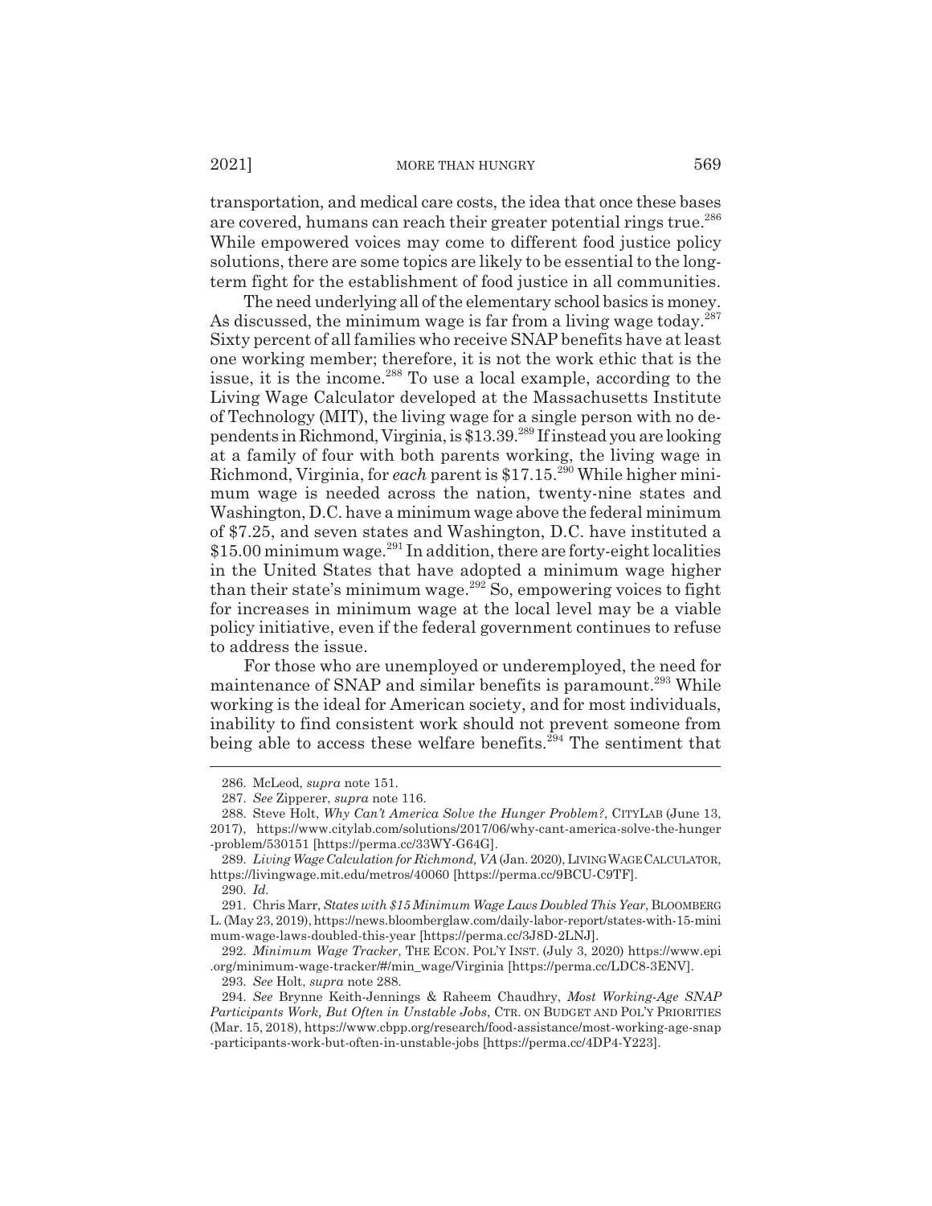transportation, and medical care costs, the idea that once these bases are covered, humans can reach their greater potential rings true.[286] While empowered voices may come to different food justice policy solutions, there are some topics are likely to be essential to the long-term fight for the establishment of food justice in all communities.

The need underlying all of the elementary school basics is money. As discussed, the minimum wage is far from a living wage today.[287] Sixty percent of all families who receive SNAP benefits have at least one working member; therefore, it is not the work ethic that is the issue, it is the income.[288] To use a local example, according to the Living Wage Calculator developed at the Massachusetts Institute of Technology (MIT), the living wage for a single person with no dependents in Richmond, Virginia, is $13.39.[289] If instead you are looking at a family of four with both parents working, the living wage in Richmond, Virginia, for *each* parent is $17.15.[290] While higher minimum wage is needed across the nation, twenty-nine states and Washington, D.C. have a minimum wage above the federal minimum of $7.25, and seven states and Washington, D.C. have instituted a $15.00 minimum wage.[291] In addition, there are forty-eight localities in the United States that have adopted a minimum wage higher than their state's minimum wage.[292] So, empowering voices to fight for increases in minimum wage at the local level may be a viable policy initiative, even if the federal government continues to refuse to address the issue.

For those who are unemployed or underemployed, the need for maintenance of SNAP and similar benefits is paramount.[293] While working is the ideal for American society, and for most individuals, inability to find consistent work should not prevent someone from being able to access these welfare benefits.[294] The sentiment that

---

286. McLeod, *supra* note 151.

287. *See* Zipperer, *supra* note 116.

288. Steve Holt, *Why Can't America Solve the Hunger Problem?*, CITYLAB (June 13, 2017), https://www.citylab.com/solutions/2017/06/why-cant-america-solve-the-hunger-problem/530151 [https://perma.cc/33WY-G64G].

289. *Living Wage Calculation for Richmond, VA* (Jan. 2020), LIVING WAGE CALCULATOR, https://livingwage.mit.edu/metros/40060 [https://perma.cc/9BCU-C9TF].

290. *Id.*

291. Chris Marr, *States with $15 Minimum Wage Laws Doubled This Year*, BLOOMBERG L. (May 23, 2019), https://news.bloomberglaw.com/daily-labor-report/states-with-15-minimum-wage-laws-doubled-this-year [https://perma.cc/3J8D-2LNJ].

292. *Minimum Wage Tracker*, THE ECON. POL'Y INST. (July 3, 2020) https://www.epi.org/minimum-wage-tracker/#/min_wage/Virginia [https://perma.cc/LDC8-3ENV].

293. *See* Holt, *supra* note 288.

294. *See* Brynne Keith-Jennings & Raheem Chaudhry, *Most Working-Age SNAP Participants Work, But Often in Unstable Jobs*, CTR. ON BUDGET AND POL'Y PRIORITIES (Mar. 15, 2018), https://www.cbpp.org/research/food-assistance/most-working-age-snap-participants-work-but-often-in-unstable-jobs [https://perma.cc/4DP4-Y223].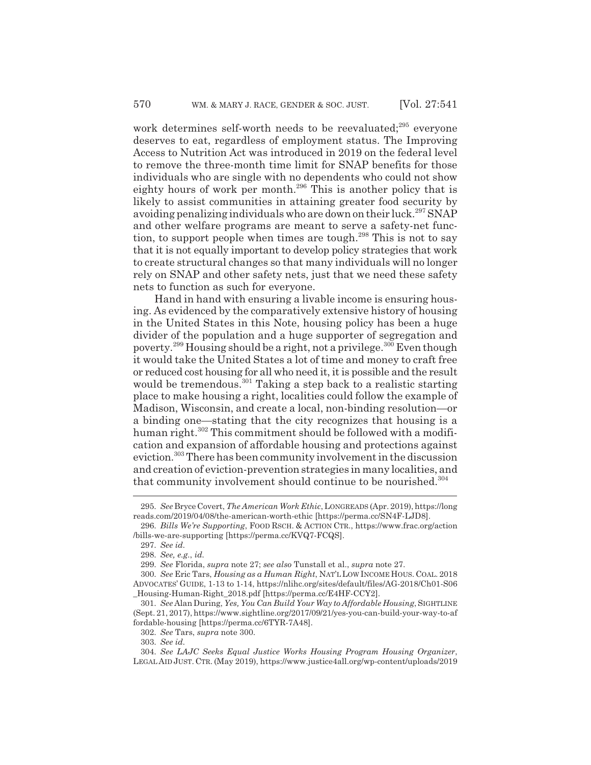work determines self-worth needs to be reevaluated;[295] everyone deserves to eat, regardless of employment status. The Improving Access to Nutrition Act was introduced in 2019 on the federal level to remove the three-month time limit for SNAP benefits for those individuals who are single with no dependents who could not show eighty hours of work per month.[296] This is another policy that is likely to assist communities in attaining greater food security by avoiding penalizing individuals who are down on their luck.[297] SNAP and other welfare programs are meant to serve a safety-net function, to support people when times are tough.[298] This is not to say that it is not equally important to develop policy strategies that work to create structural changes so that many individuals will no longer rely on SNAP and other safety nets, just that we need these safety nets to function as such for everyone.

Hand in hand with ensuring a livable income is ensuring housing. As evidenced by the comparatively extensive history of housing in the United States in this Note, housing policy has been a huge divider of the population and a huge supporter of segregation and poverty.[299] Housing should be a right, not a privilege.[300] Even though it would take the United States a lot of time and money to craft free or reduced cost housing for all who need it, it is possible and the result would be tremendous.[301] Taking a step back to a realistic starting place to make housing a right, localities could follow the example of Madison, Wisconsin, and create a local, non-binding resolution—or a binding one—stating that the city recognizes that housing is a human right.[302] This commitment should be followed with a modification and expansion of affordable housing and protections against eviction.[303] There has been community involvement in the discussion and creation of eviction-prevention strategies in many localities, and that community involvement should continue to be nourished.[304]

---

295. *See* Bryce Covert, *The American Work Ethic*, LONGREADS (Apr. 2019), https://longreads.com/2019/04/08/the-american-worth-ethic [https://perma.cc/SN4F-LJD8].

296. *Bills We're Supporting*, FOOD RSCH. & ACTION CTR., https://www.frac.org/action/bills-we-are-supporting [https://perma.cc/KVQ7-FCQS].

297. *See id.*

298. *See, e.g.*, *id.*

299. *See* Florida, *supra* note 27; *see also* Tunstall et al., *supra* note 27.

300. *See* Eric Tars, *Housing as a Human Right*, NAT'L LOW INCOME HOUS. COAL. 2018 ADVOCATES' GUIDE, 1-13 to 1-14, https://nlihc.org/sites/default/files/AG-2018/Ch01-S06_Housing-Human-Right_2018.pdf [https://perma.cc/E4HF-CCY2].

301. *See* Alan During, *Yes, You Can Build Your Way to Affordable Housing*, SIGHTLINE (Sept. 21, 2017), https://www.sightline.org/2017/09/21/yes-you-can-build-your-way-to-affordable-housing [https://perma.cc/6TYR-7A48].

302. *See* Tars, *supra* note 300.

303. *See id.*

304. *See LAJC Seeks Equal Justice Works Housing Program Housing Organizer*, LEGAL AID JUST. CTR. (May 2019), https://www.justice4all.org/wp-content/uploads/2019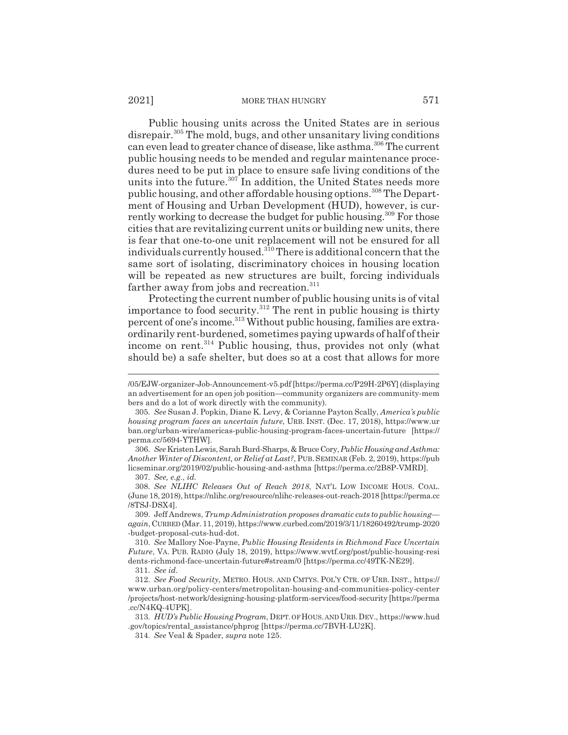Public housing units across the United States are in serious disrepair.[305] The mold, bugs, and other unsanitary living conditions can even lead to greater chance of disease, like asthma.[306] The current public housing needs to be mended and regular maintenance procedures need to be put in place to ensure safe living conditions of the units into the future.[307] In addition, the United States needs more public housing, and other affordable housing options.[308] The Department of Housing and Urban Development (HUD), however, is currently working to decrease the budget for public housing.[309] For those cities that are revitalizing current units or building new units, there is fear that one-to-one unit replacement will not be ensured for all individuals currently housed.[310] There is additional concern that the same sort of isolating, discriminatory choices in housing location will be repeated as new structures are built, forcing individuals farther away from jobs and recreation.[311]

Protecting the current number of public housing units is of vital importance to food security.[312] The rent in public housing is thirty percent of one's income.[313] Without public housing, families are extraordinarily rent-burdened, sometimes paying upwards of half of their income on rent.[314] Public housing, thus, provides not only (what should be) a safe shelter, but does so at a cost that allows for more

---

/05/EJW-organizer-Job-Announcement-v5.pdf [https://perma.cc/P29H-2P6Y] (displaying an advertisement for an open job position—community organizers are community-members and do a lot of work directly with the community).

305. *See* Susan J. Popkin, Diane K. Levy, & Corianne Payton Scally, *America's public housing program faces an uncertain future*, URB. INST. (Dec. 17, 2018), https://www.urban.org/urban-wire/americas-public-housing-program-faces-uncertain-future [https://perma.cc/5694-YTHW].

306. *See* Kristen Lewis, Sarah Burd-Sharps, & Bruce Cory, *Public Housing and Asthma: Another Winter of Discontent, or Relief at Last?*, PUB. SEMINAR (Feb. 2, 2019), https://publicseminar.org/2019/02/public-housing-and-asthma [https://perma.cc/2B8P-VMRD].

307. *See, e.g.*, *id.*

308. *See NLIHC Releases Out of Reach 2018*, NAT'L LOW INCOME HOUS. COAL. (June 18, 2018), https://nlihc.org/resource/nlihc-releases-out-reach-2018 [https://perma.cc/8TSJ-DSX4].

309. Jeff Andrews, *Trump Administration proposes dramatic cuts to public housing—again*, CURBED (Mar. 11, 2019), https://www.curbed.com/2019/3/11/18260492/trump-2020-budget-proposal-cuts-hud-dot.

310. *See* Mallory Noe-Payne, *Public Housing Residents in Richmond Face Uncertain Future*, VA. PUB. RADIO (July 18, 2019), https://www.wvtf.org/post/public-housing-residents-richmond-face-uncertain-future#stream/0 [https://perma.cc/49TK-NE29].

311. *See id.*

312. *See Food Security*, METRO. HOUS. AND CMTYS. POL'Y CTR. OF URB. INST., https://www.urban.org/policy-centers/metropolitan-housing-and-communities-policy-center/projects/host-network/designing-housing-platform-services/food-security [https://perma.cc/N4KQ-4UPK].

313. *HUD's Public Housing Program*, DEPT. OF HOUS. AND URB. DEV., https://www.hud.gov/topics/rental_assistance/phprog [https://perma.cc/7BVH-LU2K].

314. *See* Veal & Spader, *supra* note 125.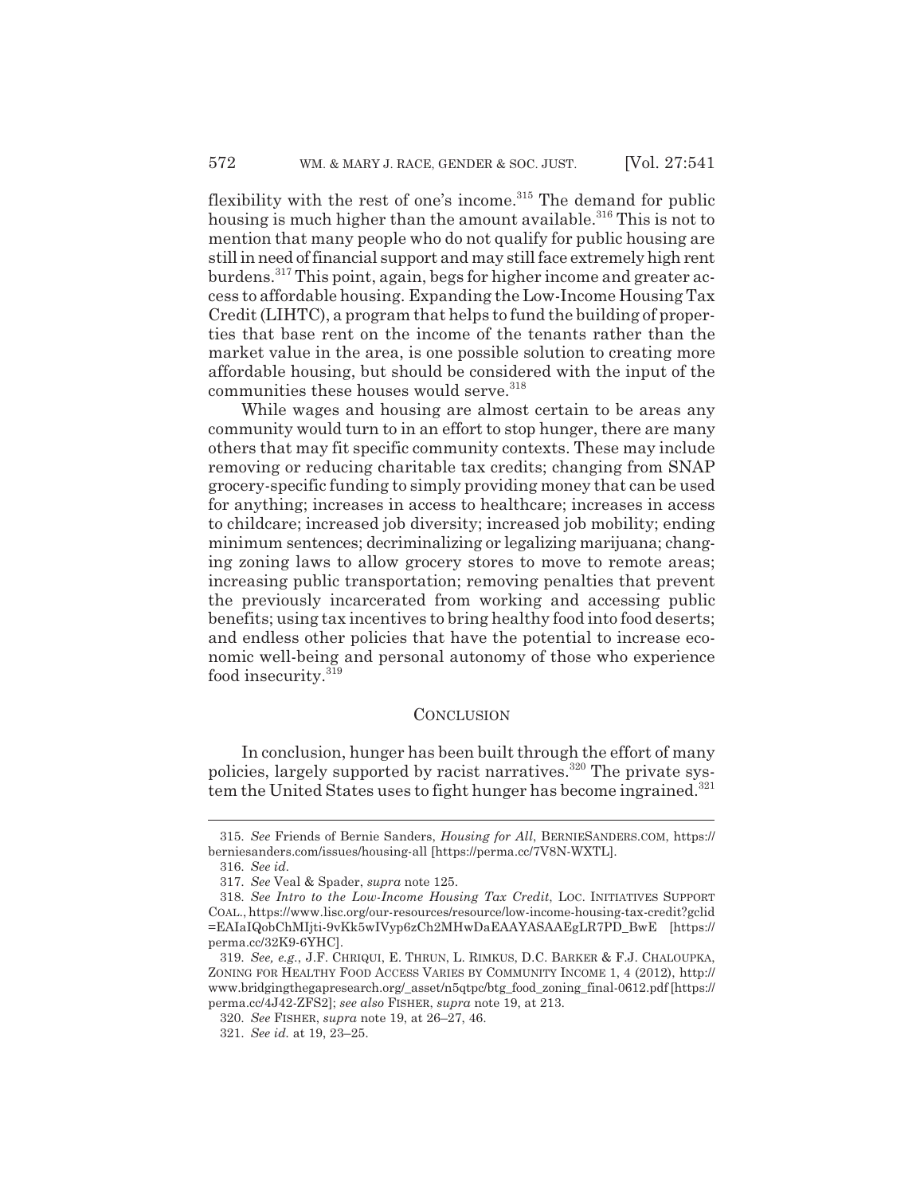flexibility with the rest of one's income.[315] The demand for public housing is much higher than the amount available.[316] This is not to mention that many people who do not qualify for public housing are still in need of financial support and may still face extremely high rent burdens.[317] This point, again, begs for higher income and greater access to affordable housing. Expanding the Low-Income Housing Tax Credit (LIHTC), a program that helps to fund the building of properties that base rent on the income of the tenants rather than the market value in the area, is one possible solution to creating more affordable housing, but should be considered with the input of the communities these houses would serve.[318]

While wages and housing are almost certain to be areas any community would turn to in an effort to stop hunger, there are many others that may fit specific community contexts. These may include removing or reducing charitable tax credits; changing from SNAP grocery-specific funding to simply providing money that can be used for anything; increases in access to healthcare; increases in access to childcare; increased job diversity; increased job mobility; ending minimum sentences; decriminalizing or legalizing marijuana; changing zoning laws to allow grocery stores to move to remote areas; increasing public transportation; removing penalties that prevent the previously incarcerated from working and accessing public benefits; using tax incentives to bring healthy food into food deserts; and endless other policies that have the potential to increase economic well-being and personal autonomy of those who experience food insecurity.[319]

## CONCLUSION

In conclusion, hunger has been built through the effort of many policies, largely supported by racist narratives.[320] The private system the United States uses to fight hunger has become ingrained.[321]

---

315. *See* Friends of Bernie Sanders, *Housing for All*, BERNIESANDERS.COM, https://berniesanders.com/issues/housing-all [https://perma.cc/7V8N-WXTL].

316. *See id.*

317. *See* Veal & Spader, *supra* note 125.

318. *See Intro to the Low-Income Housing Tax Credit*, LOC. INITIATIVES SUPPORT COAL., https://www.lisc.org/our-resources/resource/low-income-housing-tax-credit?gclid=EAIaIQobChMIjti-9vKk5wIVyp6zCh2MHwDaEAAYASAAEgLR7PD_BwE [https://perma.cc/32K9-6YHC].

319. *See, e.g.*, J.F. CHRIQUI, E. THRUN, L. RIMKUS, D.C. BARKER & F.J. CHALOUPKA, ZONING FOR HEALTHY FOOD ACCESS VARIES BY COMMUNITY INCOME 1, 4 (2012), http://www.bridgingthegapresearch.org/_asset/n5qtpc/btg_food_zoning_final-0612.pdf [https://perma.cc/4J42-ZFS2]; *see also* FISHER, *supra* note 19, at 213.

320. *See* FISHER, *supra* note 19, at 26–27, 46.

321. *See id.* at 19, 23–25.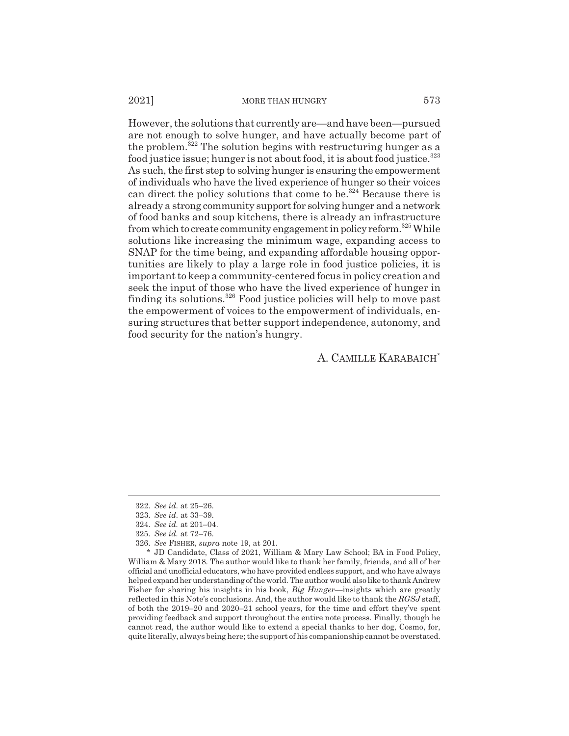However, the solutions that currently are—and have been—pursued are not enough to solve hunger, and have actually become part of the problem.[322] The solution begins with restructuring hunger as a food justice issue; hunger is not about food, it is about food justice.[323] As such, the first step to solving hunger is ensuring the empowerment of individuals who have the lived experience of hunger so their voices can direct the policy solutions that come to be.[324] Because there is already a strong community support for solving hunger and a network of food banks and soup kitchens, there is already an infrastructure from which to create community engagement in policy reform.[325] While solutions like increasing the minimum wage, expanding access to SNAP for the time being, and expanding affordable housing opportunities are likely to play a large role in food justice policies, it is important to keep a community-centered focus in policy creation and seek the input of those who have the lived experience of hunger in finding its solutions.[326] Food justice policies will help to move past the empowerment of voices to the empowerment of individuals, ensuring structures that better support independence, autonomy, and food security for the nation's hungry.

A. CAMILLE KARABAICH[*]

---

322. *See id.* at 25–26.

323. *See id.* at 33–39.

324. *See id.* at 201–04.

325. *See id.* at 72–76.

326. *See* FISHER, *supra* note 19, at 201.

\* JD Candidate, Class of 2021, William & Mary Law School; BA in Food Policy, William & Mary 2018. The author would like to thank her family, friends, and all of her official and unofficial educators, who have provided endless support, and who have always helped expand her understanding of the world. The author would also like to thank Andrew Fisher for sharing his insights in his book, *Big Hunger*—insights which are greatly reflected in this Note's conclusions. And, the author would like to thank the *RGSJ* staff, of both the 2019–20 and 2020–21 school years, for the time and effort they've spent providing feedback and support throughout the entire note process. Finally, though he cannot read, the author would like to extend a special thanks to her dog, Cosmo, for, quite literally, always being here; the support of his companionship cannot be overstated.